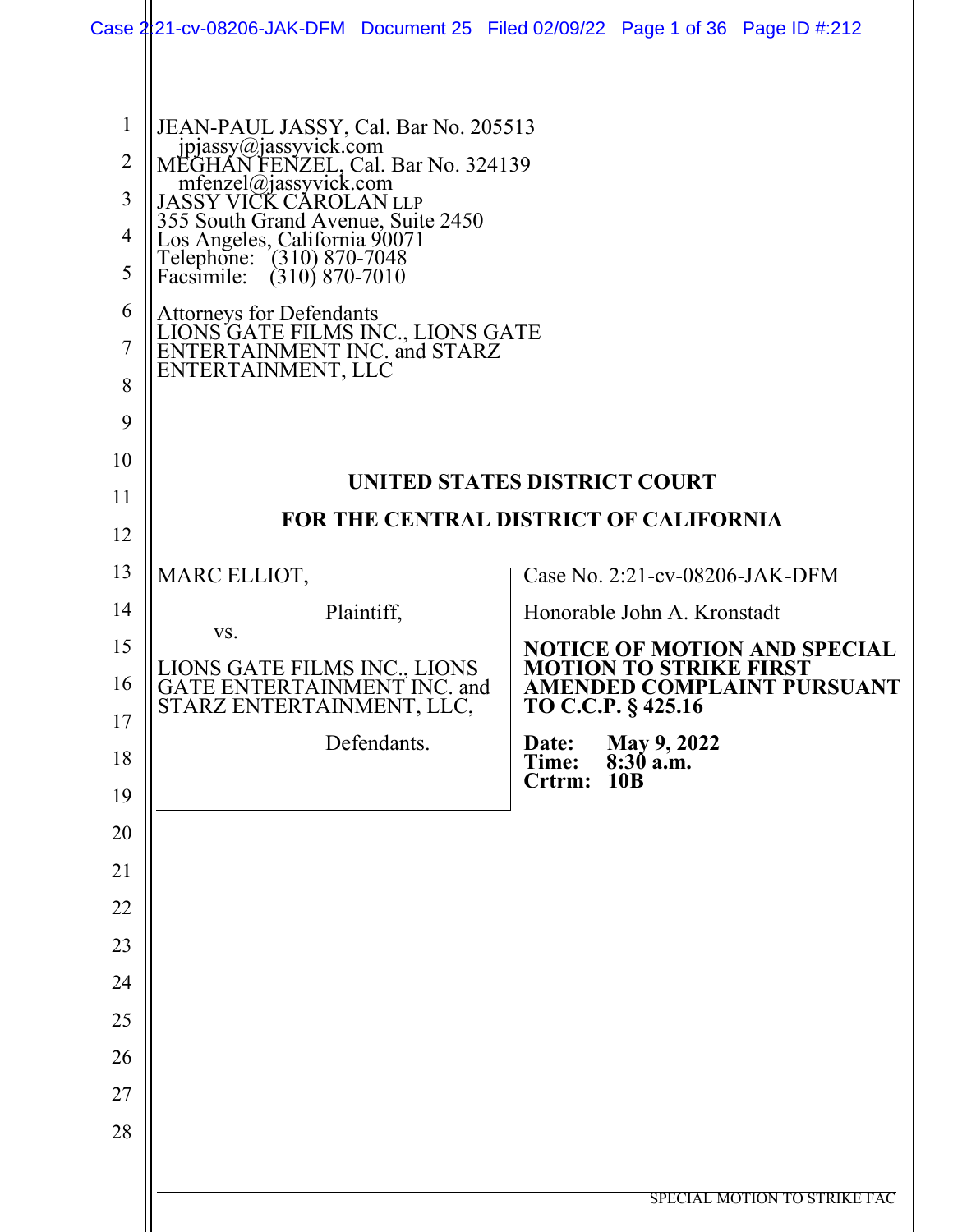JEAN-PAUL JASSY, Cal. Bar No. 205513
jpjassy@jassyvick.com
MEGHAN FENZEL, Cal. Bar No. 324139
mfenzel@jassyvick.com
JASSY VICK CAROLAN LLP
355 South Grand Avenue, Suite 2450
Los Angeles, California 90071
Telephone: (310) 870-7048
Facsimile: (310) 870-7010

Attorneys for Defendants
LIONS GATE FILMS INC., LIONS GATE ENTERTAINMENT INC. and STARZ ENTERTAINMENT, LLC

**UNITED STATES DISTRICT COURT**

**FOR THE CENTRAL DISTRICT OF CALIFORNIA**

MARC ELLIOT,

Plaintiff,

vs.

LIONS GATE FILMS INC., LIONS GATE ENTERTAINMENT INC. and STARZ ENTERTAINMENT, LLC,

Defendants.

Case No. 2:21-cv-08206-JAK-DFM

Honorable John A. Kronstadt

**NOTICE OF MOTION AND SPECIAL MOTION TO STRIKE FIRST AMENDED COMPLAINT PURSUANT TO C.C.P. § 425.16**

**Date: May 9, 2022**
**Time: 8:30 a.m.**
**Crtrm: 10B**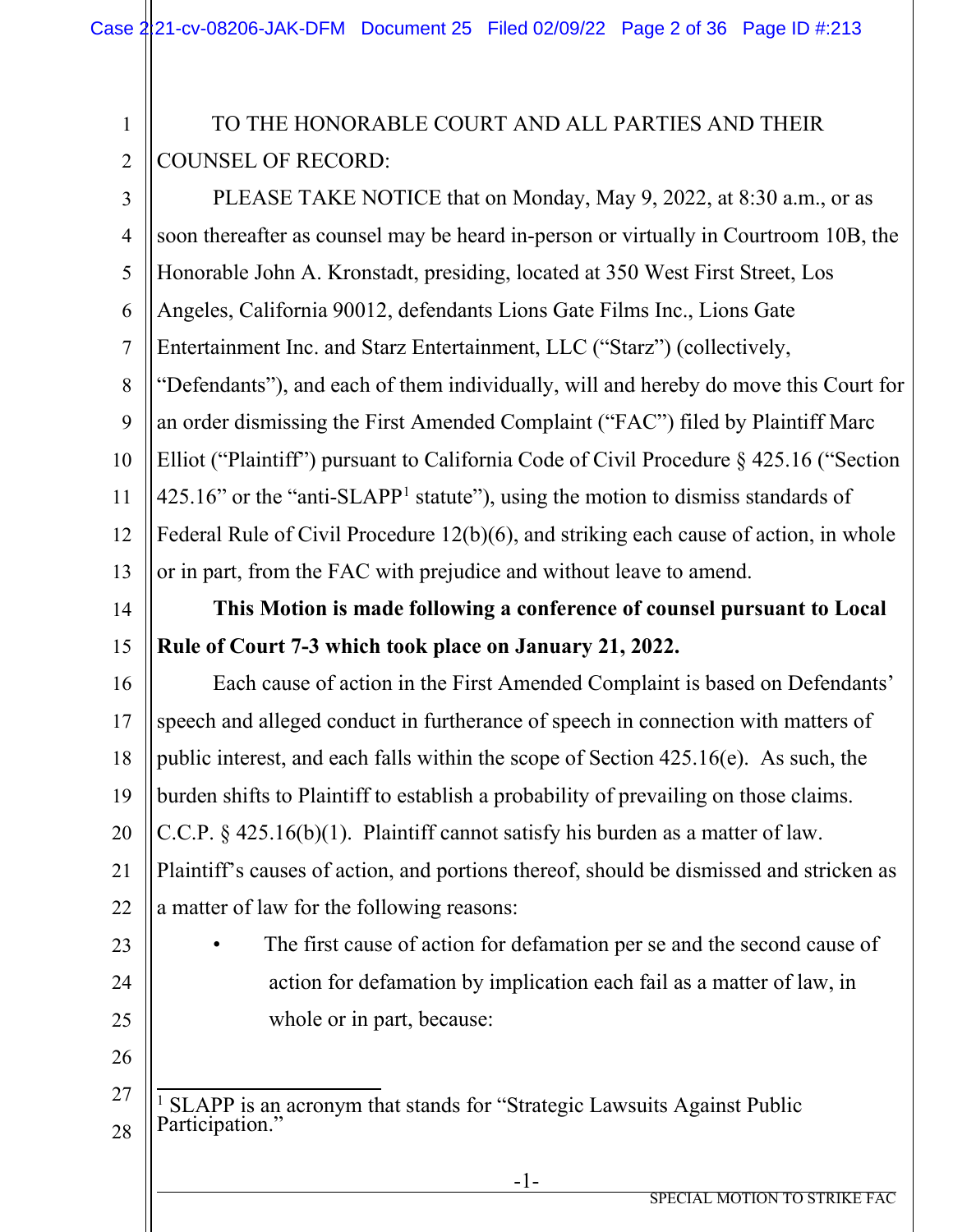TO THE HONORABLE COURT AND ALL PARTIES AND THEIR COUNSEL OF RECORD:

PLEASE TAKE NOTICE that on Monday, May 9, 2022, at 8:30 a.m., or as soon thereafter as counsel may be heard in-person or virtually in Courtroom 10B, the Honorable John A. Kronstadt, presiding, located at 350 West First Street, Los Angeles, California 90012, defendants Lions Gate Films Inc., Lions Gate Entertainment Inc. and Starz Entertainment, LLC ("Starz") (collectively, "Defendants"), and each of them individually, will and hereby do move this Court for an order dismissing the First Amended Complaint ("FAC") filed by Plaintiff Marc Elliot ("Plaintiff") pursuant to California Code of Civil Procedure § 425.16 ("Section 425.16" or the "anti-SLAPP[1] statute"), using the motion to dismiss standards of Federal Rule of Civil Procedure 12(b)(6), and striking each cause of action, in whole or in part, from the FAC with prejudice and without leave to amend.

**This Motion is made following a conference of counsel pursuant to Local Rule of Court 7-3 which took place on January 21, 2022.**

Each cause of action in the First Amended Complaint is based on Defendants' speech and alleged conduct in furtherance of speech in connection with matters of public interest, and each falls within the scope of Section 425.16(e). As such, the burden shifts to Plaintiff to establish a probability of prevailing on those claims. C.C.P. § 425.16(b)(1). Plaintiff cannot satisfy his burden as a matter of law. Plaintiff's causes of action, and portions thereof, should be dismissed and stricken as a matter of law for the following reasons:

- The first cause of action for defamation per se and the second cause of action for defamation by implication each fail as a matter of law, in whole or in part, because:

---

[1] SLAPP is an acronym that stands for "Strategic Lawsuits Against Public Participation."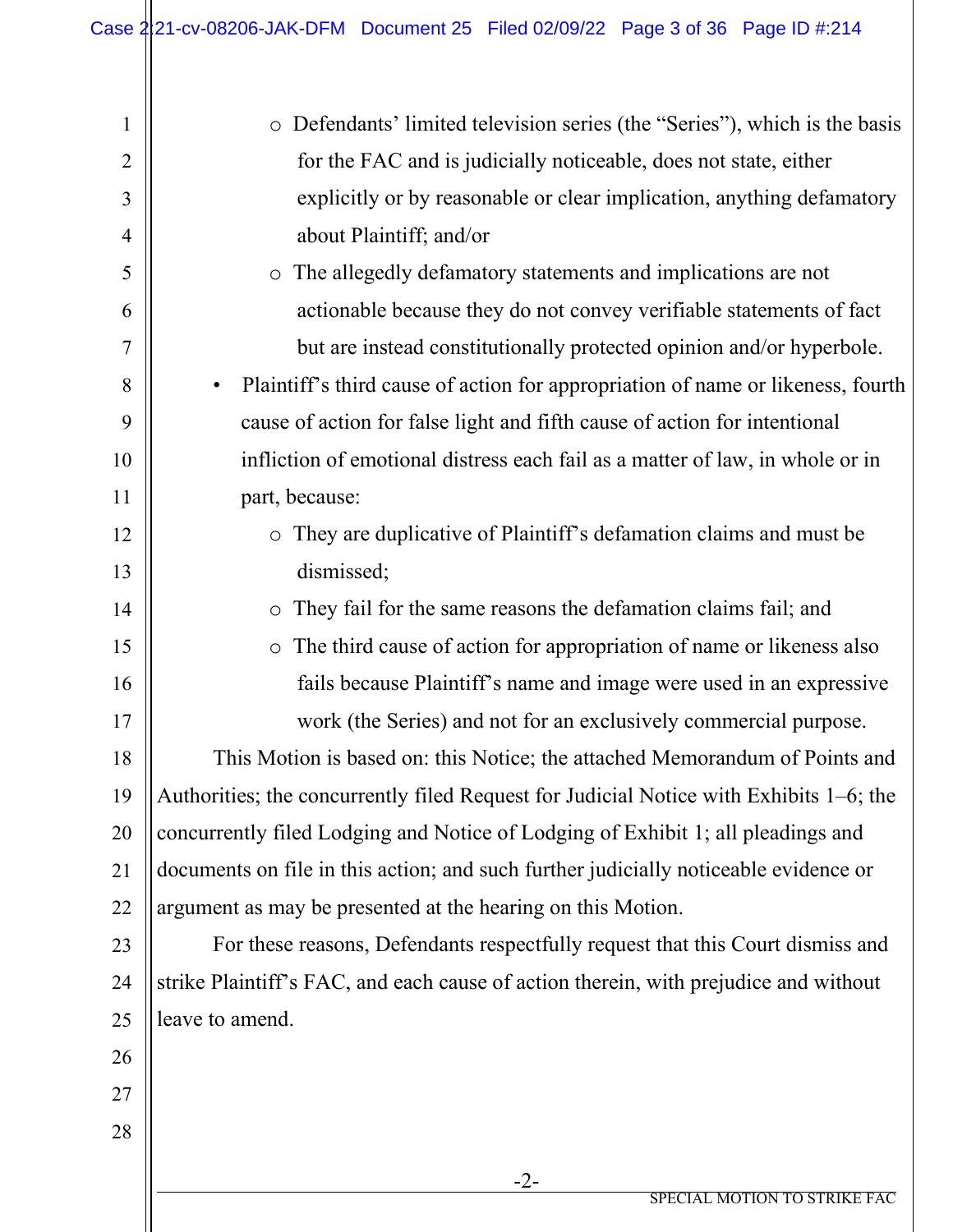- Defendants' limited television series (the "Series"), which is the basis for the FAC and is judicially noticeable, does not state, either explicitly or by reasonable or clear implication, anything defamatory about Plaintiff; and/or
  - The allegedly defamatory statements and implications are not actionable because they do not convey verifiable statements of fact but are instead constitutionally protected opinion and/or hyperbole.
- Plaintiff's third cause of action for appropriation of name or likeness, fourth cause of action for false light and fifth cause of action for intentional infliction of emotional distress each fail as a matter of law, in whole or in part, because:
  - They are duplicative of Plaintiff's defamation claims and must be dismissed;
  - They fail for the same reasons the defamation claims fail; and
  - The third cause of action for appropriation of name or likeness also fails because Plaintiff's name and image were used in an expressive work (the Series) and not for an exclusively commercial purpose.

This Motion is based on: this Notice; the attached Memorandum of Points and Authorities; the concurrently filed Request for Judicial Notice with Exhibits 1–6; the concurrently filed Lodging and Notice of Lodging of Exhibit 1; all pleadings and documents on file in this action; and such further judicially noticeable evidence or argument as may be presented at the hearing on this Motion.

For these reasons, Defendants respectfully request that this Court dismiss and strike Plaintiff's FAC, and each cause of action therein, with prejudice and without leave to amend.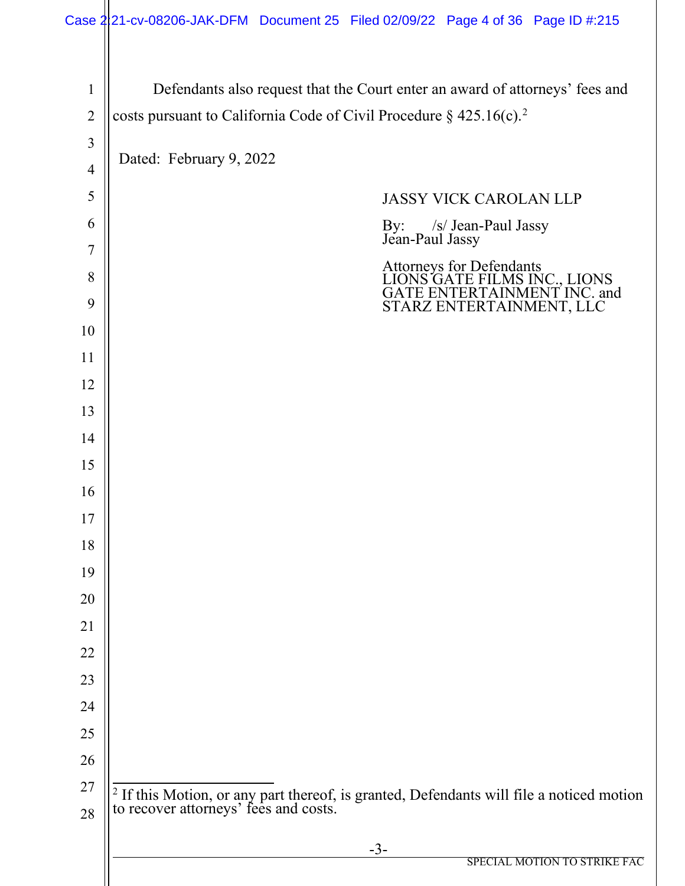Defendants also request that the Court enter an award of attorneys' fees and costs pursuant to California Code of Civil Procedure § 425.16(c).[2]

Dated: February 9, 2022

JASSY VICK CAROLAN LLP

By: /s/ Jean-Paul Jassy
Jean-Paul Jassy

Attorneys for Defendants
LIONS GATE FILMS INC., LIONS GATE ENTERTAINMENT INC. and STARZ ENTERTAINMENT, LLC

---

[2] If this Motion, or any part thereof, is granted, Defendants will file a noticed motion to recover attorneys' fees and costs.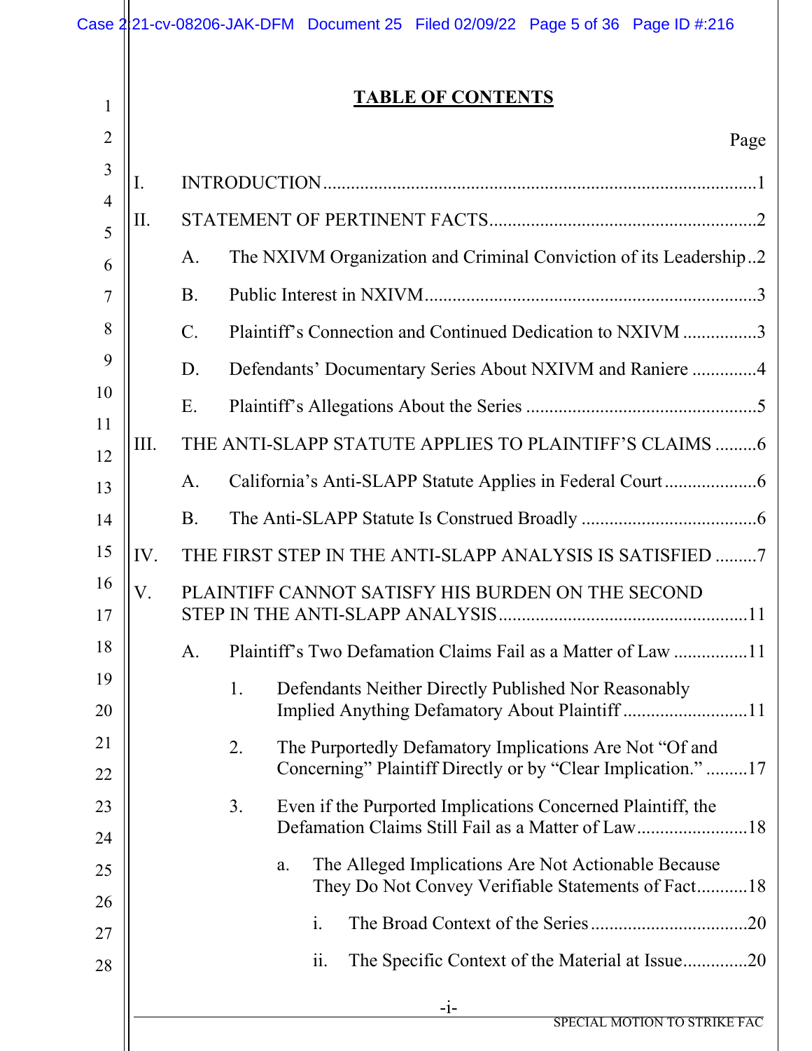## TABLE OF CONTENTS

Page

I. INTRODUCTION .......... 1

II. STATEMENT OF PERTINENT FACTS .......... 2

- A. The NXIVM Organization and Criminal Conviction of its Leadership .......... 2
- B. Public Interest in NXIVM .......... 3
- C. Plaintiff's Connection and Continued Dedication to NXIVM .......... 3
- D. Defendants' Documentary Series About NXIVM and Raniere .......... 4
- E. Plaintiff's Allegations About the Series .......... 5

III. THE ANTI-SLAPP STATUTE APPLIES TO PLAINTIFF'S CLAIMS .......... 6

- A. California's Anti-SLAPP Statute Applies in Federal Court .......... 6
- B. The Anti-SLAPP Statute Is Construed Broadly .......... 6

IV. THE FIRST STEP IN THE ANTI-SLAPP ANALYSIS IS SATISFIED .......... 7

V. PLAINTIFF CANNOT SATISFY HIS BURDEN ON THE SECOND STEP IN THE ANTI-SLAPP ANALYSIS .......... 11

- A. Plaintiff's Two Defamation Claims Fail as a Matter of Law .......... 11
  - 1. Defendants Neither Directly Published Nor Reasonably Implied Anything Defamatory About Plaintiff .......... 11
  - 2. The Purportedly Defamatory Implications Are Not "Of and Concerning" Plaintiff Directly or by "Clear Implication." .......... 17
  - 3. Even if the Purported Implications Concerned Plaintiff, the Defamation Claims Still Fail as a Matter of Law .......... 18
    - a. The Alleged Implications Are Not Actionable Because They Do Not Convey Verifiable Statements of Fact .......... 18
      - i. The Broad Context of the Series .......... 20
      - ii. The Specific Context of the Material at Issue .......... 20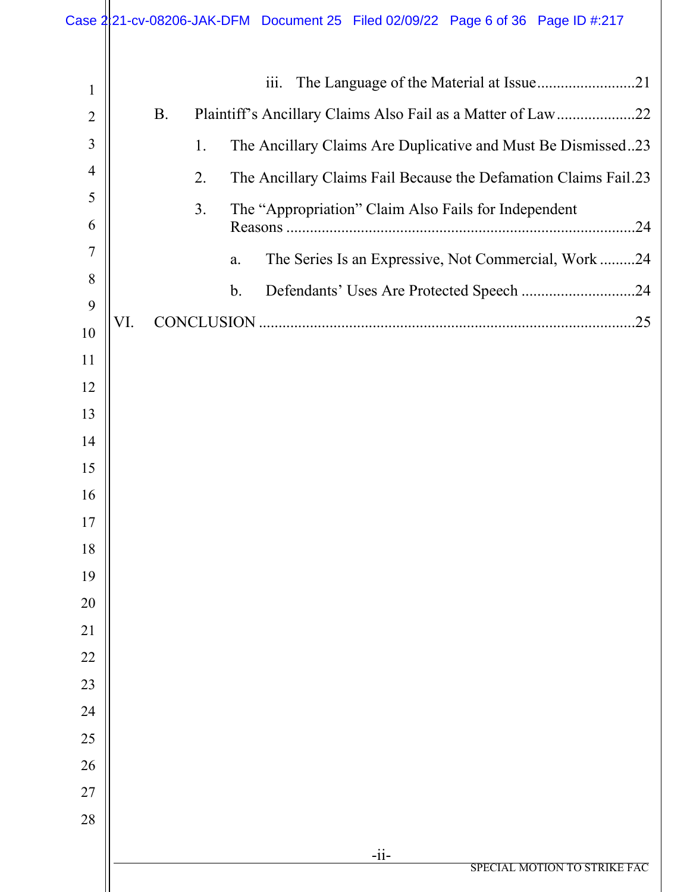iii. The Language of the Material at Issue.........................21

B. Plaintiff's Ancillary Claims Also Fail as a Matter of Law....................22

1. The Ancillary Claims Are Duplicative and Must Be Dismissed..23

2. The Ancillary Claims Fail Because the Defamation Claims Fail.23

3. The "Appropriation" Claim Also Fails for Independent Reasons .........................................................................................24

a. The Series Is an Expressive, Not Commercial, Work .........24

b. Defendants' Uses Are Protected Speech .............................24

VI. CONCLUSION ................................................................................................25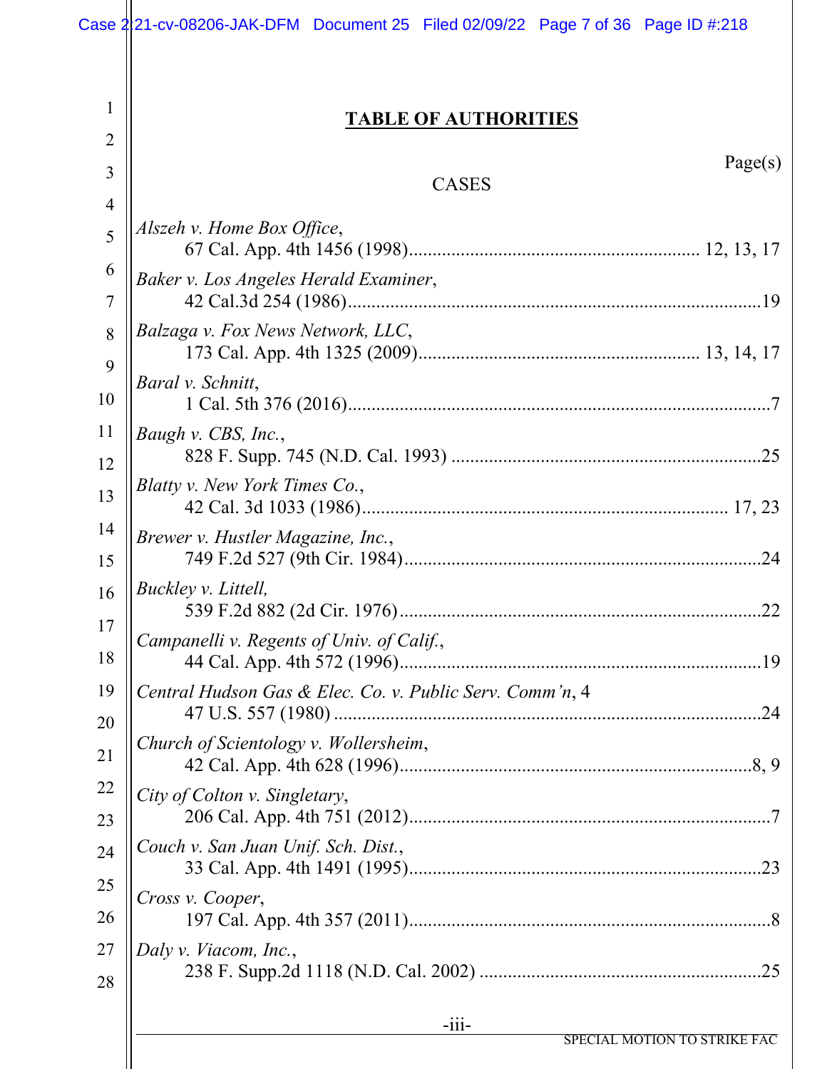# TABLE OF AUTHORITIES

Page(s)

CASES

*Alszeh v. Home Box Office*,
67 Cal. App. 4th 1456 (1998)............................................................. 12, 13, 17

*Baker v. Los Angeles Herald Examiner*,
42 Cal.3d 254 (1986).........................................................................................19

*Balzaga v. Fox News Network, LLC*,
173 Cal. App. 4th 1325 (2009)............................................................ 13, 14, 17

*Baral v. Schnitt*,
1 Cal. 5th 376 (2016)...........................................................................................7

*Baugh v. CBS, Inc.*,
828 F. Supp. 745 (N.D. Cal. 1993) ..................................................................25

*Blatty v. New York Times Co.*,
42 Cal. 3d 1033 (1986).......................................................................... 17, 23

*Brewer v. Hustler Magazine, Inc.*,
749 F.2d 527 (9th Cir. 1984)............................................................................24

*Buckley v. Littell,*
539 F.2d 882 (2d Cir. 1976).............................................................................22

*Campanelli v. Regents of Univ. of Calif.*,
44 Cal. App. 4th 572 (1996).............................................................................19

*Central Hudson Gas & Elec. Co. v. Public Serv. Comm'n*, 4
47 U.S. 557 (1980) ...........................................................................................24

*Church of Scientology v. Wollersheim*,
42 Cal. App. 4th 628 (1996)...........................................................................8, 9

*City of Colton v. Singletary*,
206 Cal. App. 4th 751 (2012).............................................................................7

*Couch v. San Juan Unif. Sch. Dist.*,
33 Cal. App. 4th 1491 (1995)...........................................................................23

*Cross v. Cooper*,
197 Cal. App. 4th 357 (2011).............................................................................8

*Daly v. Viacom, Inc.*,
238 F. Supp.2d 1118 (N.D. Cal. 2002) ............................................................25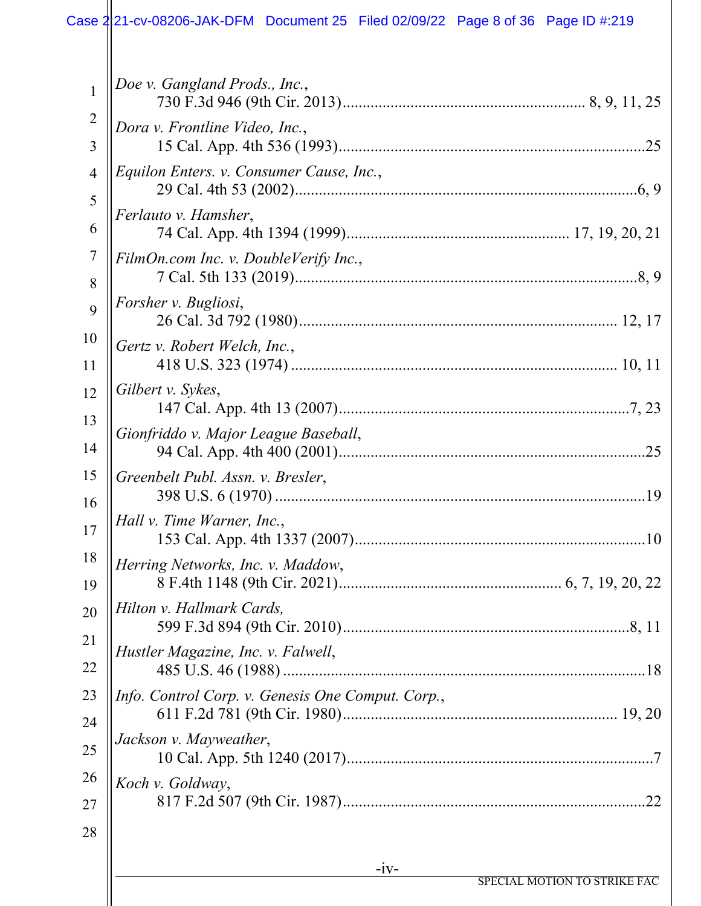*Doe v. Gangland Prods., Inc.*,
730 F.3d 946 (9th Cir. 2013) ........................................................... 8, 9, 11, 25

*Dora v. Frontline Video, Inc.*,
15 Cal. App. 4th 536 (1993) ........................................................................... 25

*Equilon Enters. v. Consumer Cause, Inc.*,
29 Cal. 4th 53 (2002) ....................................................................................... 6, 9

*Ferlauto v. Hamsher*,
74 Cal. App. 4th 1394 (1999) ...................................................... 17, 19, 20, 21

*FilmOn.com Inc. v. DoubleVerify Inc.*,
7 Cal. 5th 133 (2019) ....................................................................................... 8, 9

*Forsher v. Bugliosi*,
26 Cal. 3d 792 (1980) ................................................................................. 12, 17

*Gertz v. Robert Welch, Inc.*,
418 U.S. 323 (1974) ...................................................................................... 10, 11

*Gilbert v. Sykes*,
147 Cal. App. 4th 13 (2007) ......................................................................... 7, 23

*Gionfriddo v. Major League Baseball*,
94 Cal. App. 4th 400 (2001) ........................................................................... 25

*Greenbelt Publ. Assn. v. Bresler*,
398 U.S. 6 (1970) ............................................................................................. 19

*Hall v. Time Warner, Inc.*,
153 Cal. App. 4th 1337 (2007) ....................................................................... 10

*Herring Networks, Inc. v. Maddow*,
8 F.4th 1148 (9th Cir. 2021) ..................................................... 6, 7, 19, 20, 22

*Hilton v. Hallmark Cards,*
599 F.3d 894 (9th Cir. 2010) ....................................................................... 8, 11

*Hustler Magazine, Inc. v. Falwell*,
485 U.S. 46 (1988) ........................................................................................... 18

*Info. Control Corp. v. Genesis One Comput. Corp.*,
611 F.2d 781 (9th Cir. 1980) ................................................................... 19, 20

*Jackson v. Mayweather*,
10 Cal. App. 5th 1240 (2017) ............................................................................ 7

*Koch v. Goldway*,
817 F.2d 507 (9th Cir. 1987) ........................................................................... 22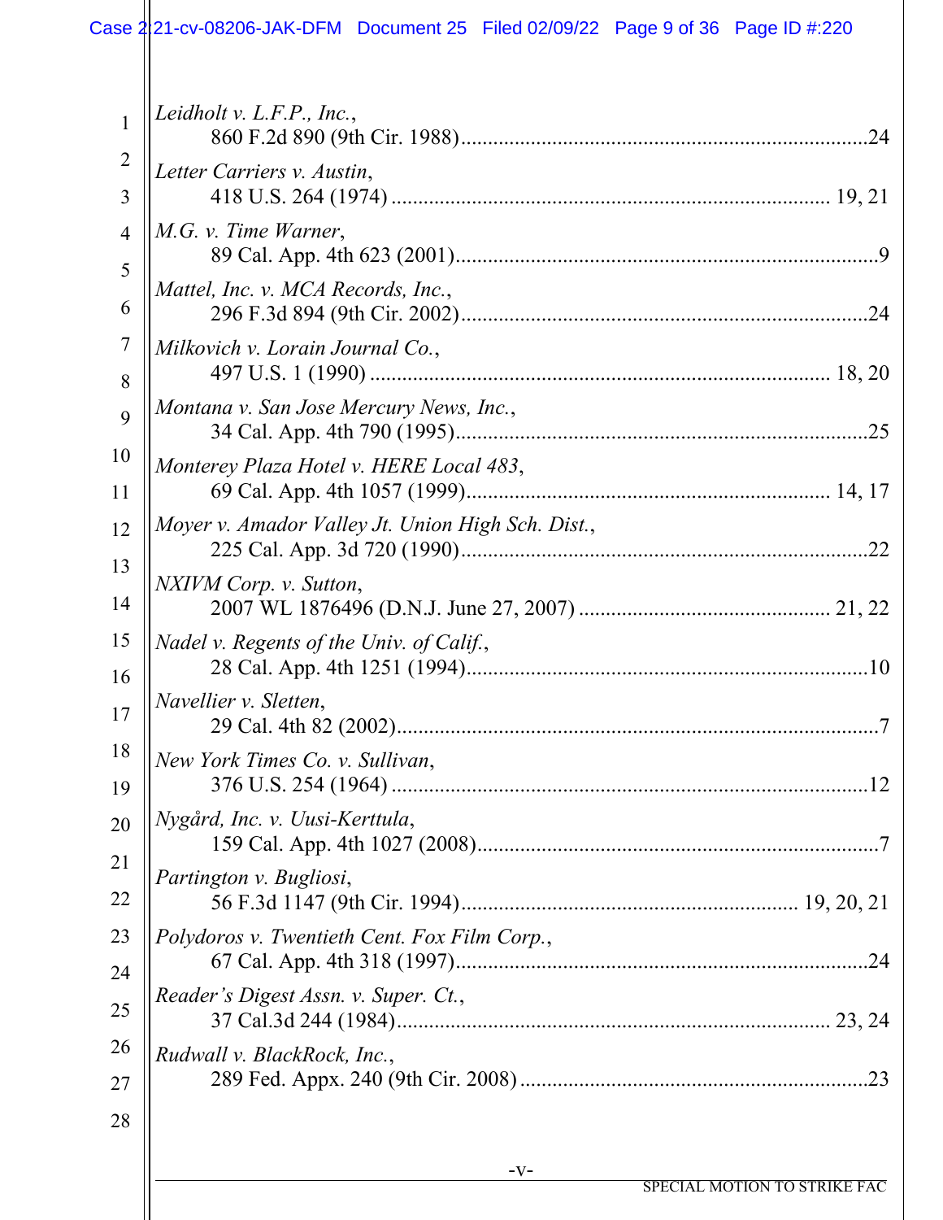*Leidholt v. L.F.P., Inc.*,
860 F.2d 890 (9th Cir. 1988) .......... 24

*Letter Carriers v. Austin*,
418 U.S. 264 (1974) .......... 19, 21

*M.G. v. Time Warner*,
89 Cal. App. 4th 623 (2001) .......... 9

*Mattel, Inc. v. MCA Records, Inc.*,
296 F.3d 894 (9th Cir. 2002) .......... 24

*Milkovich v. Lorain Journal Co.*,
497 U.S. 1 (1990) .......... 18, 20

*Montana v. San Jose Mercury News, Inc.*,
34 Cal. App. 4th 790 (1995) .......... 25

*Monterey Plaza Hotel v. HERE Local 483*,
69 Cal. App. 4th 1057 (1999) .......... 14, 17

*Moyer v. Amador Valley Jt. Union High Sch. Dist.*,
225 Cal. App. 3d 720 (1990) .......... 22

*NXIVM Corp. v. Sutton*,
2007 WL 1876496 (D.N.J. June 27, 2007) .......... 21, 22

*Nadel v. Regents of the Univ. of Calif.*,
28 Cal. App. 4th 1251 (1994) .......... 10

*Navellier v. Sletten*,
29 Cal. 4th 82 (2002) .......... 7

*New York Times Co. v. Sullivan*,
376 U.S. 254 (1964) .......... 12

*Nygård, Inc. v. Uusi-Kerttula*,
159 Cal. App. 4th 1027 (2008) .......... 7

*Partington v. Bugliosi*,
56 F.3d 1147 (9th Cir. 1994) .......... 19, 20, 21

*Polydoros v. Twentieth Cent. Fox Film Corp.*,
67 Cal. App. 4th 318 (1997) .......... 24

*Reader's Digest Assn. v. Super. Ct.*,
37 Cal.3d 244 (1984) .......... 23, 24

*Rudwall v. BlackRock, Inc.*,
289 Fed. Appx. 240 (9th Cir. 2008) .......... 23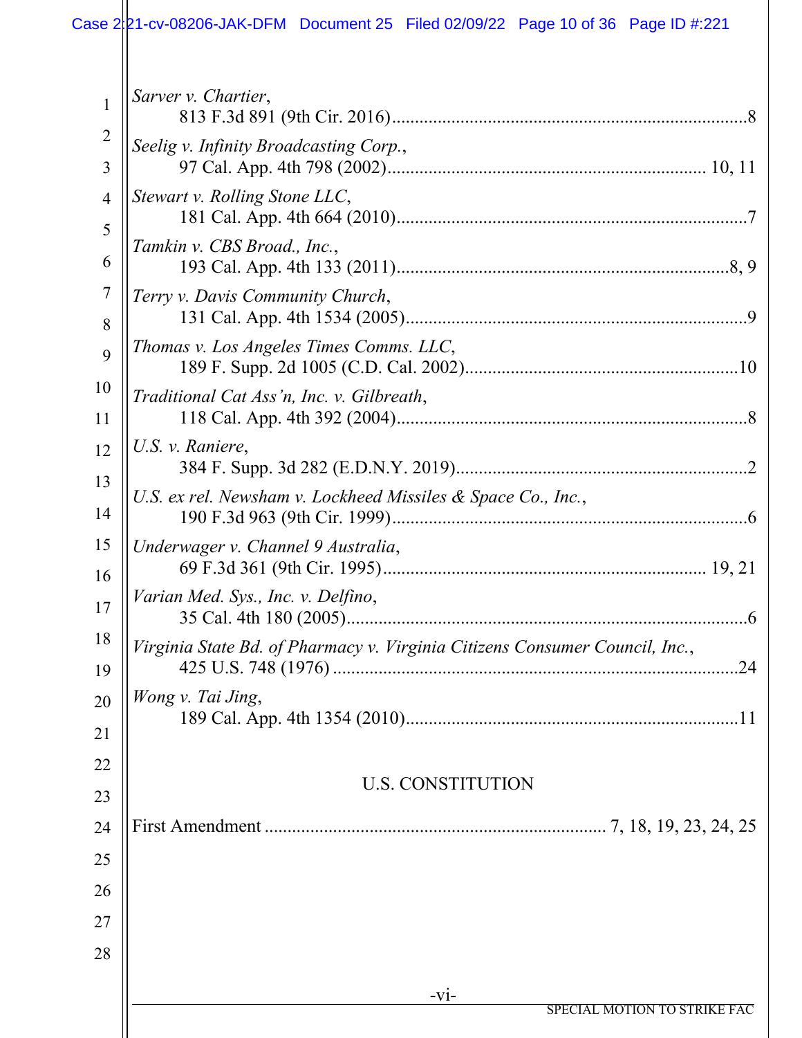*Sarver v. Chartier*,
813 F.3d 891 (9th Cir. 2016) ........ 8

*Seelig v. Infinity Broadcasting Corp.*,
97 Cal. App. 4th 798 (2002) ........ 10, 11

*Stewart v. Rolling Stone LLC*,
181 Cal. App. 4th 664 (2010) ........ 7

*Tamkin v. CBS Broad., Inc.*,
193 Cal. App. 4th 133 (2011) ........ 8, 9

*Terry v. Davis Community Church*,
131 Cal. App. 4th 1534 (2005) ........ 9

*Thomas v. Los Angeles Times Comms. LLC*,
189 F. Supp. 2d 1005 (C.D. Cal. 2002) ........ 10

*Traditional Cat Ass'n, Inc. v. Gilbreath*,
118 Cal. App. 4th 392 (2004) ........ 8

*U.S. v. Raniere*,
384 F. Supp. 3d 282 (E.D.N.Y. 2019) ........ 2

*U.S. ex rel. Newsham v. Lockheed Missiles & Space Co., Inc.*,
190 F.3d 963 (9th Cir. 1999) ........ 6

*Underwager v. Channel 9 Australia*,
69 F.3d 361 (9th Cir. 1995) ........ 19, 21

*Varian Med. Sys., Inc. v. Delfino*,
35 Cal. 4th 180 (2005) ........ 6

*Virginia State Bd. of Pharmacy v. Virginia Citizens Consumer Council, Inc.*,
425 U.S. 748 (1976) ........ 24

*Wong v. Tai Jing*,
189 Cal. App. 4th 1354 (2010) ........ 11

## U.S. CONSTITUTION

First Amendment ........ 7, 18, 19, 23, 24, 25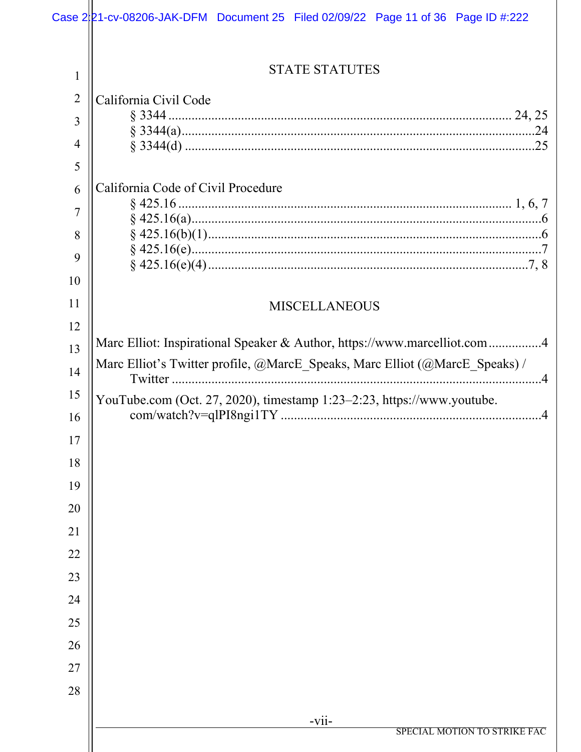## STATE STATUTES

California Civil Code

- § 3344 ..... 24, 25
- § 3344(a) ..... 24
- § 3344(d) ..... 25

California Code of Civil Procedure

- § 425.16 ..... 1, 6, 7
- § 425.16(a) ..... 6
- § 425.16(b)(1) ..... 6
- § 425.16(e) ..... 7
- § 425.16(e)(4) ..... 7, 8

## MISCELLANEOUS

Marc Elliot: Inspirational Speaker & Author, https://www.marcelliot.com ..... 4

Marc Elliot's Twitter profile, @MarcE_Speaks, Marc Elliot (@MarcE_Speaks) / Twitter ..... 4

YouTube.com (Oct. 27, 2020), timestamp 1:23–2:23, https://www.youtube.com/watch?v=qlPI8ngi1TY ..... 4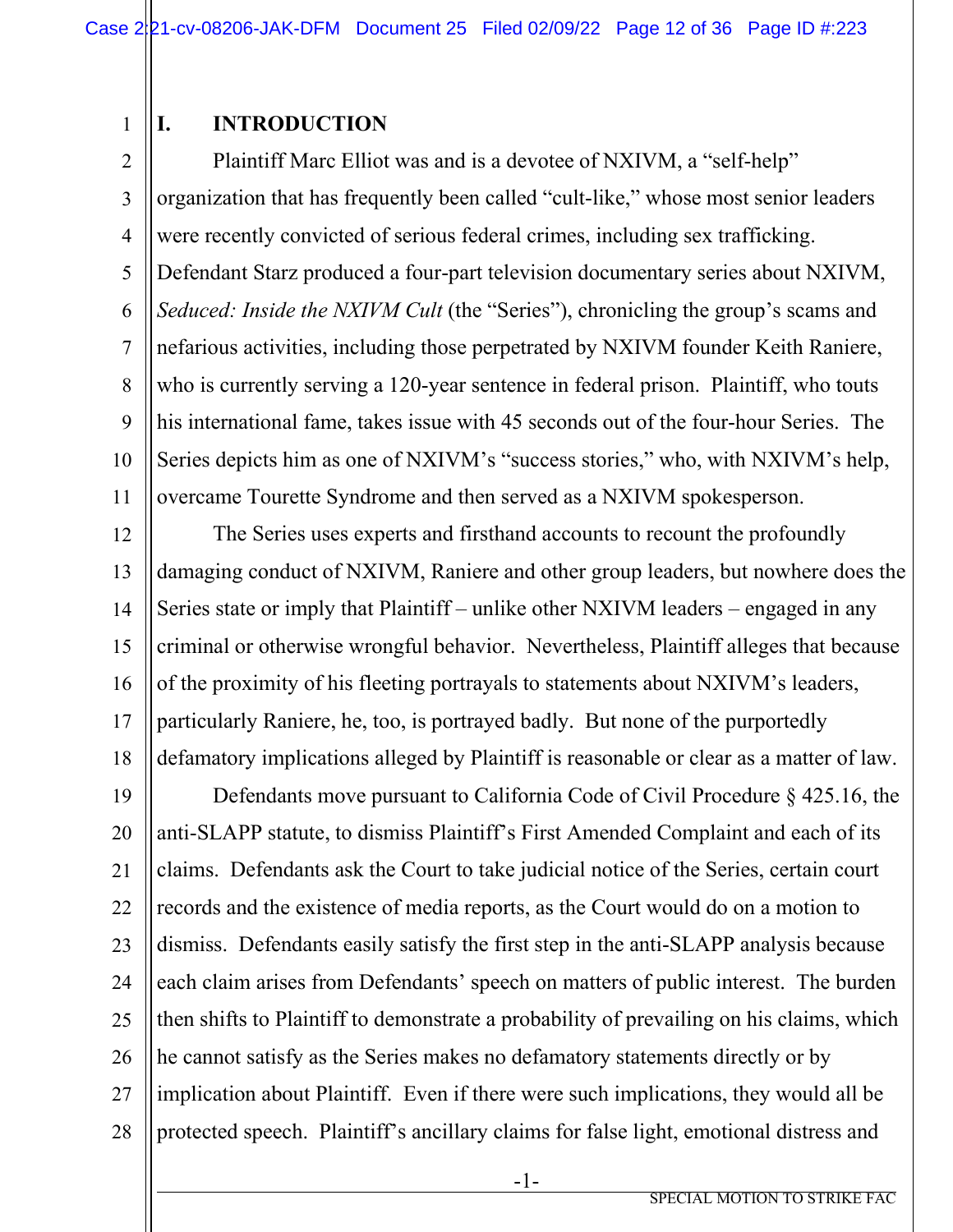## I. INTRODUCTION

Plaintiff Marc Elliot was and is a devotee of NXIVM, a "self-help" organization that has frequently been called "cult-like," whose most senior leaders were recently convicted of serious federal crimes, including sex trafficking. Defendant Starz produced a four-part television documentary series about NXIVM, *Seduced: Inside the NXIVM Cult* (the "Series"), chronicling the group's scams and nefarious activities, including those perpetrated by NXIVM founder Keith Raniere, who is currently serving a 120-year sentence in federal prison. Plaintiff, who touts his international fame, takes issue with 45 seconds out of the four-hour Series. The Series depicts him as one of NXIVM's "success stories," who, with NXIVM's help, overcame Tourette Syndrome and then served as a NXIVM spokesperson.

The Series uses experts and firsthand accounts to recount the profoundly damaging conduct of NXIVM, Raniere and other group leaders, but nowhere does the Series state or imply that Plaintiff – unlike other NXIVM leaders – engaged in any criminal or otherwise wrongful behavior. Nevertheless, Plaintiff alleges that because of the proximity of his fleeting portrayals to statements about NXIVM's leaders, particularly Raniere, he, too, is portrayed badly. But none of the purportedly defamatory implications alleged by Plaintiff is reasonable or clear as a matter of law.

Defendants move pursuant to California Code of Civil Procedure § 425.16, the anti-SLAPP statute, to dismiss Plaintiff's First Amended Complaint and each of its claims. Defendants ask the Court to take judicial notice of the Series, certain court records and the existence of media reports, as the Court would do on a motion to dismiss. Defendants easily satisfy the first step in the anti-SLAPP analysis because each claim arises from Defendants' speech on matters of public interest. The burden then shifts to Plaintiff to demonstrate a probability of prevailing on his claims, which he cannot satisfy as the Series makes no defamatory statements directly or by implication about Plaintiff. Even if there were such implications, they would all be protected speech. Plaintiff's ancillary claims for false light, emotional distress and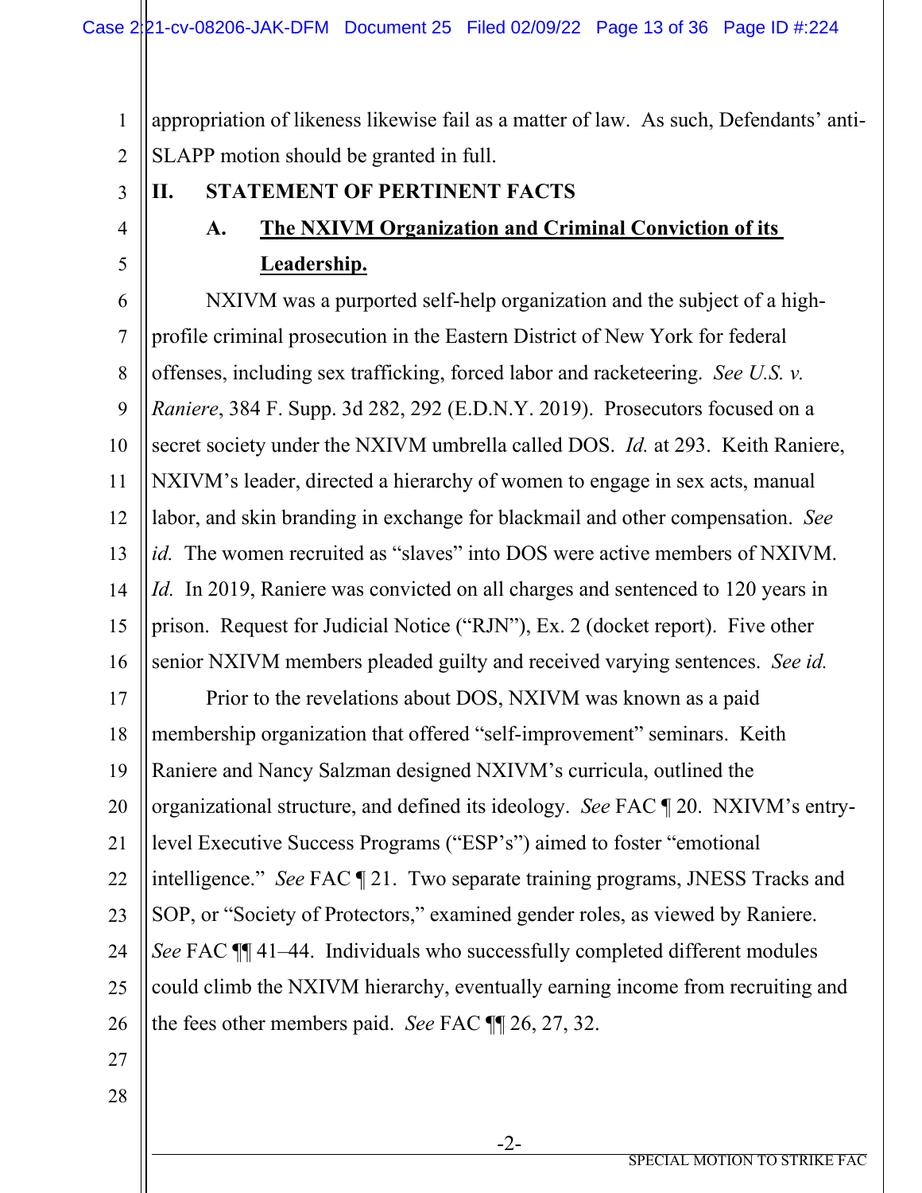appropriation of likeness likewise fail as a matter of law. As such, Defendants' anti-SLAPP motion should be granted in full.

## II. STATEMENT OF PERTINENT FACTS

### A. The NXIVM Organization and Criminal Conviction of its Leadership.

NXIVM was a purported self-help organization and the subject of a high-profile criminal prosecution in the Eastern District of New York for federal offenses, including sex trafficking, forced labor and racketeering. *See U.S. v. Raniere*, 384 F. Supp. 3d 282, 292 (E.D.N.Y. 2019). Prosecutors focused on a secret society under the NXIVM umbrella called DOS. *Id.* at 293. Keith Raniere, NXIVM's leader, directed a hierarchy of women to engage in sex acts, manual labor, and skin branding in exchange for blackmail and other compensation. *See id.* The women recruited as "slaves" into DOS were active members of NXIVM. *Id.* In 2019, Raniere was convicted on all charges and sentenced to 120 years in prison. Request for Judicial Notice ("RJN"), Ex. 2 (docket report). Five other senior NXIVM members pleaded guilty and received varying sentences. *See id.*

Prior to the revelations about DOS, NXIVM was known as a paid membership organization that offered "self-improvement" seminars. Keith Raniere and Nancy Salzman designed NXIVM's curricula, outlined the organizational structure, and defined its ideology. *See* FAC ¶ 20. NXIVM's entry-level Executive Success Programs ("ESP's") aimed to foster "emotional intelligence." *See* FAC ¶ 21. Two separate training programs, JNESS Tracks and SOP, or "Society of Protectors," examined gender roles, as viewed by Raniere. *See* FAC ¶¶ 41–44. Individuals who successfully completed different modules could climb the NXIVM hierarchy, eventually earning income from recruiting and the fees other members paid. *See* FAC ¶¶ 26, 27, 32.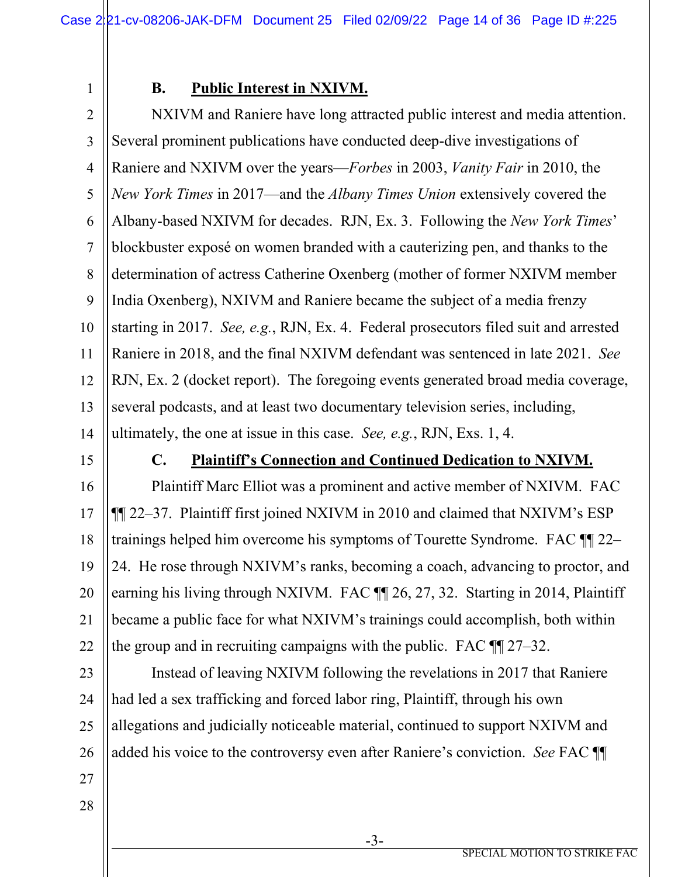### B. <u>Public Interest in NXIVM.</u>

NXIVM and Raniere have long attracted public interest and media attention. Several prominent publications have conducted deep-dive investigations of Raniere and NXIVM over the years—*Forbes* in 2003, *Vanity Fair* in 2010, the *New York Times* in 2017—and the *Albany Times Union* extensively covered the Albany-based NXIVM for decades. RJN, Ex. 3. Following the *New York Times*' blockbuster exposé on women branded with a cauterizing pen, and thanks to the determination of actress Catherine Oxenberg (mother of former NXIVM member India Oxenberg), NXIVM and Raniere became the subject of a media frenzy starting in 2017. *See, e.g.*, RJN, Ex. 4. Federal prosecutors filed suit and arrested Raniere in 2018, and the final NXIVM defendant was sentenced in late 2021. *See* RJN, Ex. 2 (docket report). The foregoing events generated broad media coverage, several podcasts, and at least two documentary television series, including, ultimately, the one at issue in this case. *See, e.g.*, RJN, Exs. 1, 4.

### C. <u>Plaintiff's Connection and Continued Dedication to NXIVM.</u>

Plaintiff Marc Elliot was a prominent and active member of NXIVM. FAC ¶¶ 22–37. Plaintiff first joined NXIVM in 2010 and claimed that NXIVM's ESP trainings helped him overcome his symptoms of Tourette Syndrome. FAC ¶¶ 22–24. He rose through NXIVM's ranks, becoming a coach, advancing to proctor, and earning his living through NXIVM. FAC ¶¶ 26, 27, 32. Starting in 2014, Plaintiff became a public face for what NXIVM's trainings could accomplish, both within the group and in recruiting campaigns with the public. FAC ¶¶ 27–32.

Instead of leaving NXIVM following the revelations in 2017 that Raniere had led a sex trafficking and forced labor ring, Plaintiff, through his own allegations and judicially noticeable material, continued to support NXIVM and added his voice to the controversy even after Raniere's conviction. *See* FAC ¶¶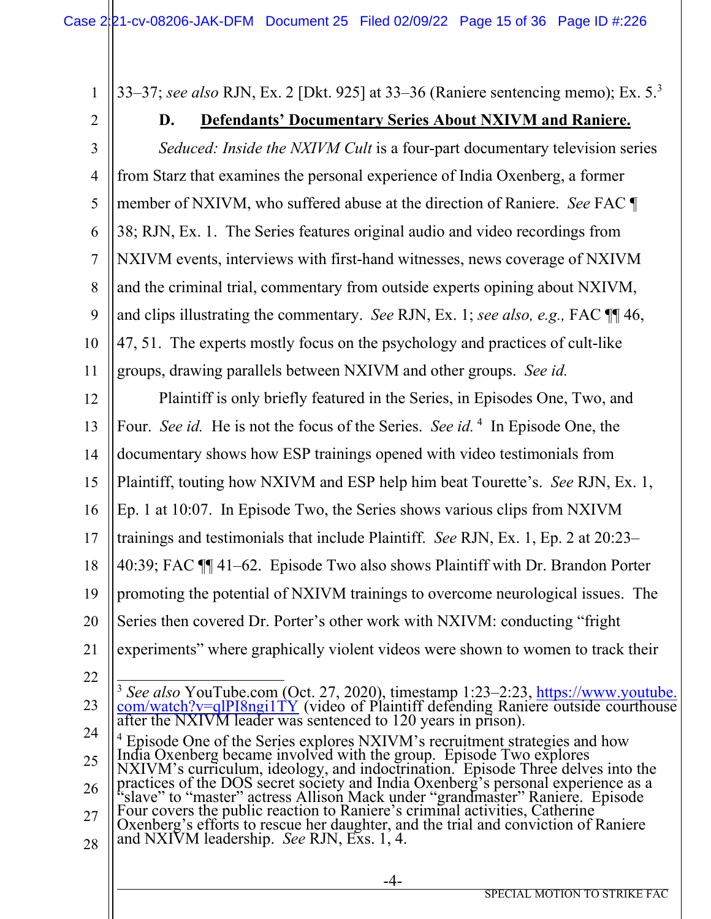33–37; *see also* RJN, Ex. 2 [Dkt. 925] at 33–36 (Raniere sentencing memo); Ex. 5.[3]

### D. Defendants' Documentary Series About NXIVM and Raniere.

*Seduced: Inside the NXIVM Cult* is a four-part documentary television series from Starz that examines the personal experience of India Oxenberg, a former member of NXIVM, who suffered abuse at the direction of Raniere. *See* FAC ¶ 38; RJN, Ex. 1. The Series features original audio and video recordings from NXIVM events, interviews with first-hand witnesses, news coverage of NXIVM and the criminal trial, commentary from outside experts opining about NXIVM, and clips illustrating the commentary. *See* RJN, Ex. 1; *see also, e.g.,* FAC ¶¶ 46, 47, 51. The experts mostly focus on the psychology and practices of cult-like groups, drawing parallels between NXIVM and other groups. *See id.*

Plaintiff is only briefly featured in the Series, in Episodes One, Two, and Four. *See id.* He is not the focus of the Series. *See id.*[4] In Episode One, the documentary shows how ESP trainings opened with video testimonials from Plaintiff, touting how NXIVM and ESP help him beat Tourette's. *See* RJN, Ex. 1, Ep. 1 at 10:07. In Episode Two, the Series shows various clips from NXIVM trainings and testimonials that include Plaintiff. *See* RJN, Ex. 1, Ep. 2 at 20:23–40:39; FAC ¶¶ 41–62. Episode Two also shows Plaintiff with Dr. Brandon Porter promoting the potential of NXIVM trainings to overcome neurological issues. The Series then covered Dr. Porter's other work with NXIVM: conducting "fright experiments" where graphically violent videos were shown to women to track their

---

[3] *See also* YouTube.com (Oct. 27, 2020), timestamp 1:23–2:23, https://www.youtube.com/watch?v=qlPI8ngi1TY (video of Plaintiff defending Raniere outside courthouse after the NXIVM leader was sentenced to 120 years in prison).

[4] Episode One of the Series explores NXIVM's recruitment strategies and how India Oxenberg became involved with the group. Episode Two explores NXIVM's curriculum, ideology, and indoctrination. Episode Three delves into the practices of the DOS secret society and India Oxenberg's personal experience as a "slave" to "master" actress Allison Mack under "grandmaster" Raniere. Episode Four covers the public reaction to Raniere's criminal activities, Catherine Oxenberg's efforts to rescue her daughter, and the trial and conviction of Raniere and NXIVM leadership. *See* RJN, Exs. 1, 4.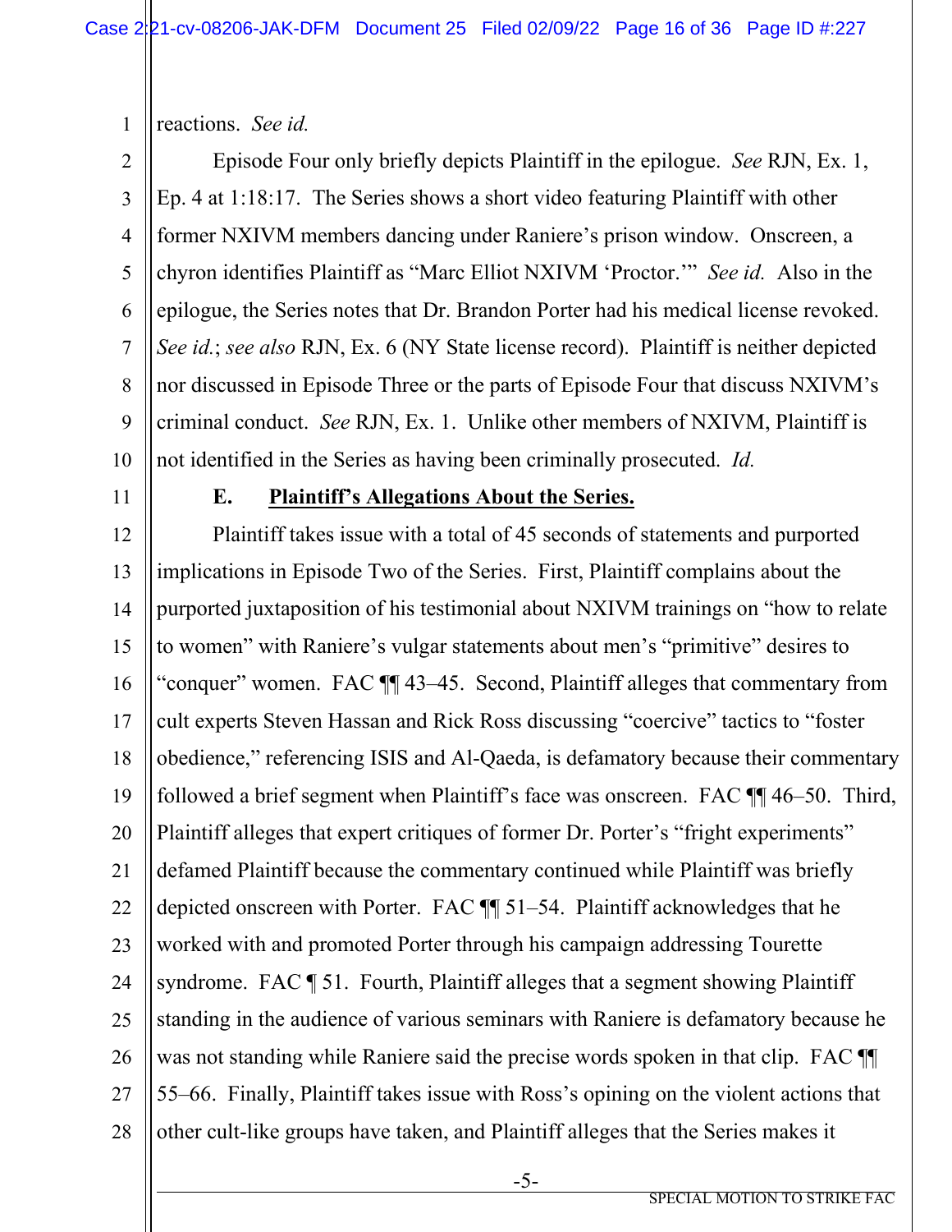reactions. *See id.*

Episode Four only briefly depicts Plaintiff in the epilogue. *See* RJN, Ex. 1, Ep. 4 at 1:18:17. The Series shows a short video featuring Plaintiff with other former NXIVM members dancing under Raniere's prison window. Onscreen, a chyron identifies Plaintiff as "Marc Elliot NXIVM 'Proctor.'" *See id.* Also in the epilogue, the Series notes that Dr. Brandon Porter had his medical license revoked. *See id.*; *see also* RJN, Ex. 6 (NY State license record). Plaintiff is neither depicted nor discussed in Episode Three or the parts of Episode Four that discuss NXIVM's criminal conduct. *See* RJN, Ex. 1. Unlike other members of NXIVM, Plaintiff is not identified in the Series as having been criminally prosecuted. *Id.*

### E. Plaintiff's Allegations About the Series.

Plaintiff takes issue with a total of 45 seconds of statements and purported implications in Episode Two of the Series. First, Plaintiff complains about the purported juxtaposition of his testimonial about NXIVM trainings on "how to relate to women" with Raniere's vulgar statements about men's "primitive" desires to "conquer" women. FAC ¶¶ 43–45. Second, Plaintiff alleges that commentary from cult experts Steven Hassan and Rick Ross discussing "coercive" tactics to "foster obedience," referencing ISIS and Al-Qaeda, is defamatory because their commentary followed a brief segment when Plaintiff's face was onscreen. FAC ¶¶ 46–50. Third, Plaintiff alleges that expert critiques of former Dr. Porter's "fright experiments" defamed Plaintiff because the commentary continued while Plaintiff was briefly depicted onscreen with Porter. FAC ¶¶ 51–54. Plaintiff acknowledges that he worked with and promoted Porter through his campaign addressing Tourette syndrome. FAC ¶ 51. Fourth, Plaintiff alleges that a segment showing Plaintiff standing in the audience of various seminars with Raniere is defamatory because he was not standing while Raniere said the precise words spoken in that clip. FAC ¶¶ 55–66. Finally, Plaintiff takes issue with Ross's opining on the violent actions that other cult-like groups have taken, and Plaintiff alleges that the Series makes it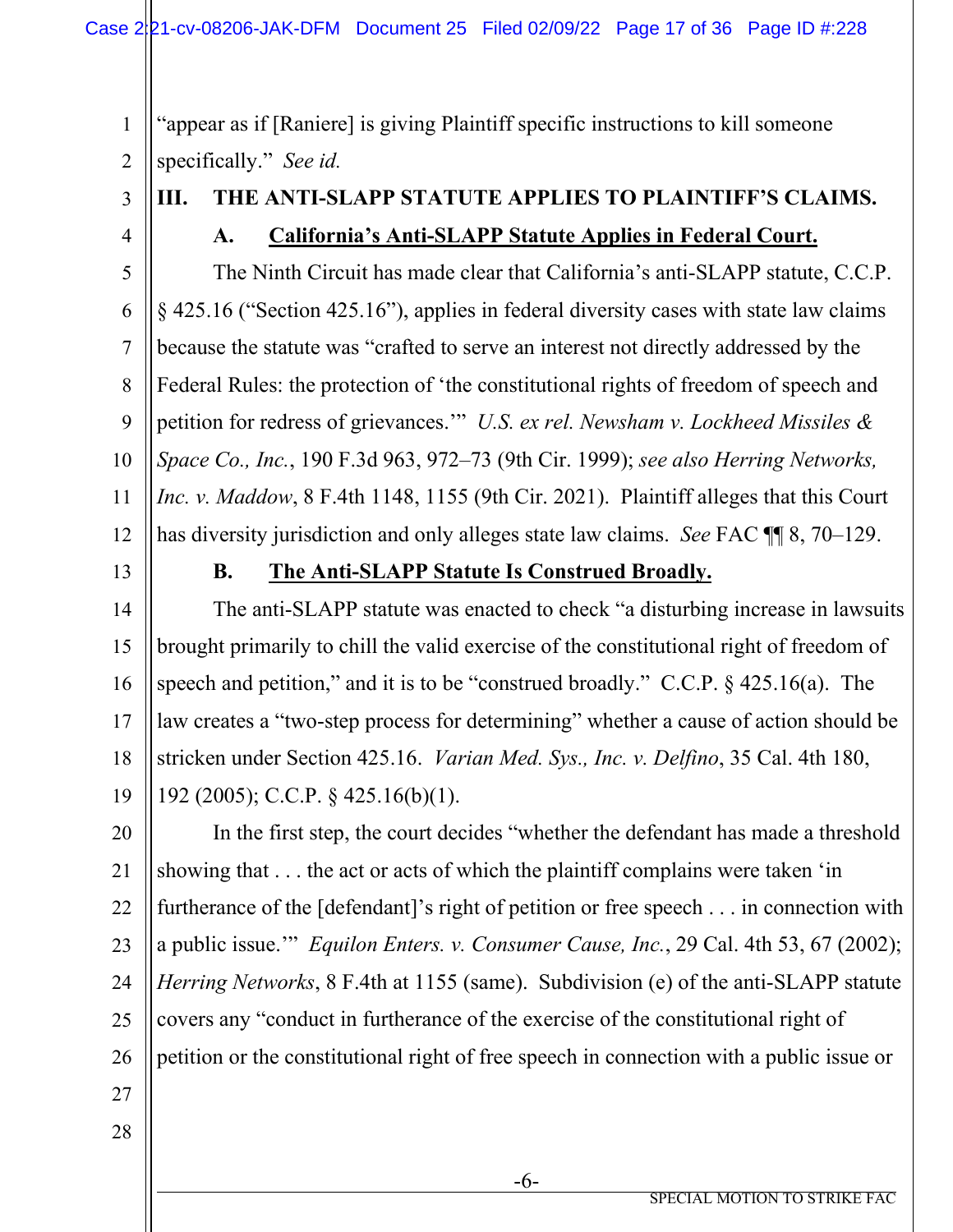"appear as if [Raniere] is giving Plaintiff specific instructions to kill someone specifically." *See id.*

## III. THE ANTI-SLAPP STATUTE APPLIES TO PLAINTIFF'S CLAIMS.

### A. California's Anti-SLAPP Statute Applies in Federal Court.

The Ninth Circuit has made clear that California's anti-SLAPP statute, C.C.P. § 425.16 ("Section 425.16"), applies in federal diversity cases with state law claims because the statute was "crafted to serve an interest not directly addressed by the Federal Rules: the protection of 'the constitutional rights of freedom of speech and petition for redress of grievances.'" *U.S. ex rel. Newsham v. Lockheed Missiles & Space Co., Inc.*, 190 F.3d 963, 972–73 (9th Cir. 1999); *see also Herring Networks, Inc. v. Maddow*, 8 F.4th 1148, 1155 (9th Cir. 2021). Plaintiff alleges that this Court has diversity jurisdiction and only alleges state law claims. *See* FAC ¶¶ 8, 70–129.

### B. The Anti-SLAPP Statute Is Construed Broadly.

The anti-SLAPP statute was enacted to check "a disturbing increase in lawsuits brought primarily to chill the valid exercise of the constitutional right of freedom of speech and petition," and it is to be "construed broadly." C.C.P. § 425.16(a). The law creates a "two-step process for determining" whether a cause of action should be stricken under Section 425.16. *Varian Med. Sys., Inc. v. Delfino*, 35 Cal. 4th 180, 192 (2005); C.C.P. § 425.16(b)(1).

In the first step, the court decides "whether the defendant has made a threshold showing that . . . the act or acts of which the plaintiff complains were taken 'in furtherance of the [defendant]'s right of petition or free speech . . . in connection with a public issue.'" *Equilon Enters. v. Consumer Cause, Inc.*, 29 Cal. 4th 53, 67 (2002); *Herring Networks*, 8 F.4th at 1155 (same). Subdivision (e) of the anti-SLAPP statute covers any "conduct in furtherance of the exercise of the constitutional right of petition or the constitutional right of free speech in connection with a public issue or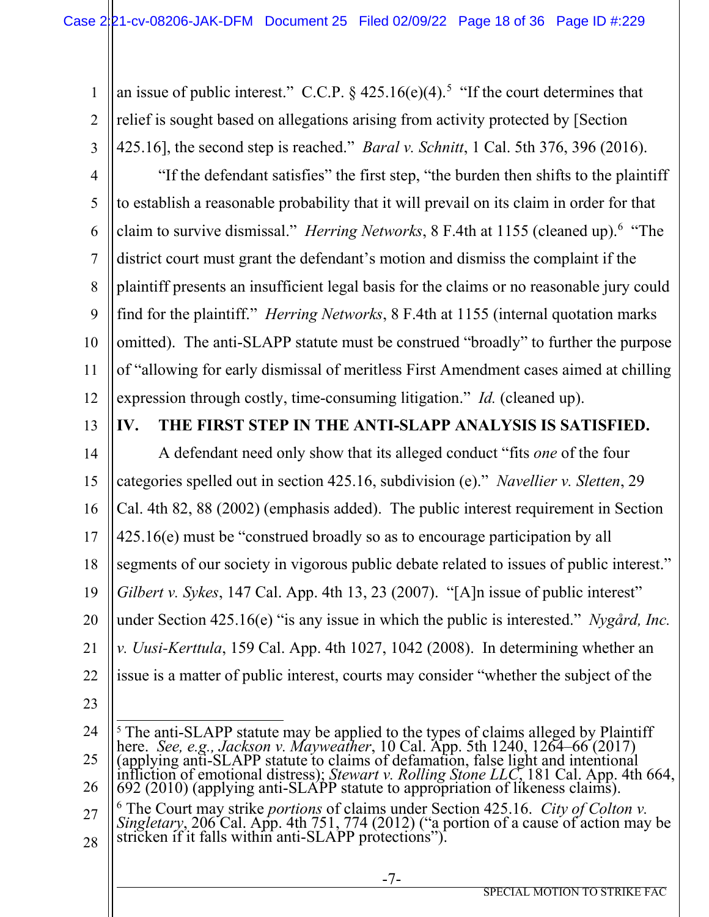an issue of public interest." C.C.P. § 425.16(e)(4).[5] "If the court determines that relief is sought based on allegations arising from activity protected by [Section 425.16], the second step is reached." *Baral v. Schnitt*, 1 Cal. 5th 376, 396 (2016).

"If the defendant satisfies" the first step, "the burden then shifts to the plaintiff to establish a reasonable probability that it will prevail on its claim in order for that claim to survive dismissal." *Herring Networks*, 8 F.4th at 1155 (cleaned up).[6] "The district court must grant the defendant's motion and dismiss the complaint if the plaintiff presents an insufficient legal basis for the claims or no reasonable jury could find for the plaintiff." *Herring Networks*, 8 F.4th at 1155 (internal quotation marks omitted). The anti-SLAPP statute must be construed "broadly" to further the purpose of "allowing for early dismissal of meritless First Amendment cases aimed at chilling expression through costly, time-consuming litigation." *Id.* (cleaned up).

## IV. THE FIRST STEP IN THE ANTI-SLAPP ANALYSIS IS SATISFIED.

A defendant need only show that its alleged conduct "fits *one* of the four categories spelled out in section 425.16, subdivision (e)." *Navellier v. Sletten*, 29 Cal. 4th 82, 88 (2002) (emphasis added). The public interest requirement in Section 425.16(e) must be "construed broadly so as to encourage participation by all segments of our society in vigorous public debate related to issues of public interest." *Gilbert v. Sykes*, 147 Cal. App. 4th 13, 23 (2007). "[A]n issue of public interest" under Section 425.16(e) "is any issue in which the public is interested." *Nygård, Inc. v. Uusi-Kerttula*, 159 Cal. App. 4th 1027, 1042 (2008). In determining whether an issue is a matter of public interest, courts may consider "whether the subject of the

---

[5] The anti-SLAPP statute may be applied to the types of claims alleged by Plaintiff here. *See, e.g., Jackson v. Mayweather*, 10 Cal. App. 5th 1240, 1264–66 (2017) (applying anti-SLAPP statute to claims of defamation, false light and intentional infliction of emotional distress); *Stewart v. Rolling Stone LLC*, 181 Cal. App. 4th 664, 692 (2010) (applying anti-SLAPP statute to appropriation of likeness claims).

[6] The Court may strike *portions* of claims under Section 425.16. *City of Colton v. Singletary*, 206 Cal. App. 4th 751, 774 (2012) ("a portion of a cause of action may be stricken if it falls within anti-SLAPP protections").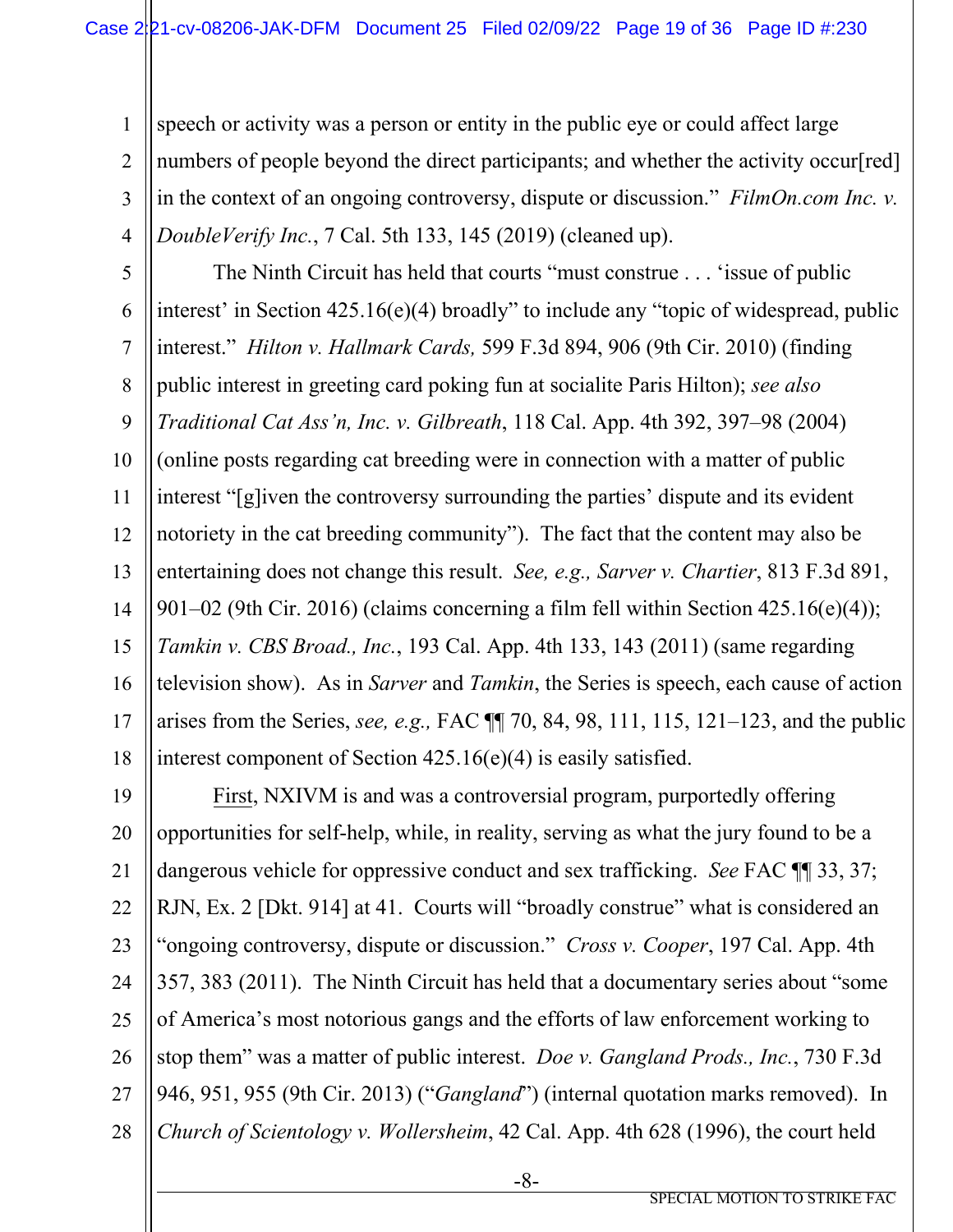speech or activity was a person or entity in the public eye or could affect large numbers of people beyond the direct participants; and whether the activity occur[red] in the context of an ongoing controversy, dispute or discussion." *FilmOn.com Inc. v. DoubleVerify Inc.*, 7 Cal. 5th 133, 145 (2019) (cleaned up).

The Ninth Circuit has held that courts "must construe . . . 'issue of public interest' in Section 425.16(e)(4) broadly" to include any "topic of widespread, public interest." *Hilton v. Hallmark Cards,* 599 F.3d 894, 906 (9th Cir. 2010) (finding public interest in greeting card poking fun at socialite Paris Hilton); *see also Traditional Cat Ass'n, Inc. v. Gilbreath*, 118 Cal. App. 4th 392, 397–98 (2004) (online posts regarding cat breeding were in connection with a matter of public interest "[g]iven the controversy surrounding the parties' dispute and its evident notoriety in the cat breeding community"). The fact that the content may also be entertaining does not change this result. *See, e.g., Sarver v. Chartier*, 813 F.3d 891, 901–02 (9th Cir. 2016) (claims concerning a film fell within Section 425.16(e)(4)); *Tamkin v. CBS Broad., Inc.*, 193 Cal. App. 4th 133, 143 (2011) (same regarding television show). As in *Sarver* and *Tamkin*, the Series is speech, each cause of action arises from the Series, *see, e.g.,* FAC ¶¶ 70, 84, 98, 111, 115, 121–123, and the public interest component of Section 425.16(e)(4) is easily satisfied.

First, NXIVM is and was a controversial program, purportedly offering opportunities for self-help, while, in reality, serving as what the jury found to be a dangerous vehicle for oppressive conduct and sex trafficking. *See* FAC ¶¶ 33, 37; RJN, Ex. 2 [Dkt. 914] at 41. Courts will "broadly construe" what is considered an "ongoing controversy, dispute or discussion." *Cross v. Cooper*, 197 Cal. App. 4th 357, 383 (2011). The Ninth Circuit has held that a documentary series about "some of America's most notorious gangs and the efforts of law enforcement working to stop them" was a matter of public interest. *Doe v. Gangland Prods., Inc.*, 730 F.3d 946, 951, 955 (9th Cir. 2013) ("*Gangland*") (internal quotation marks removed). In *Church of Scientology v. Wollersheim*, 42 Cal. App. 4th 628 (1996), the court held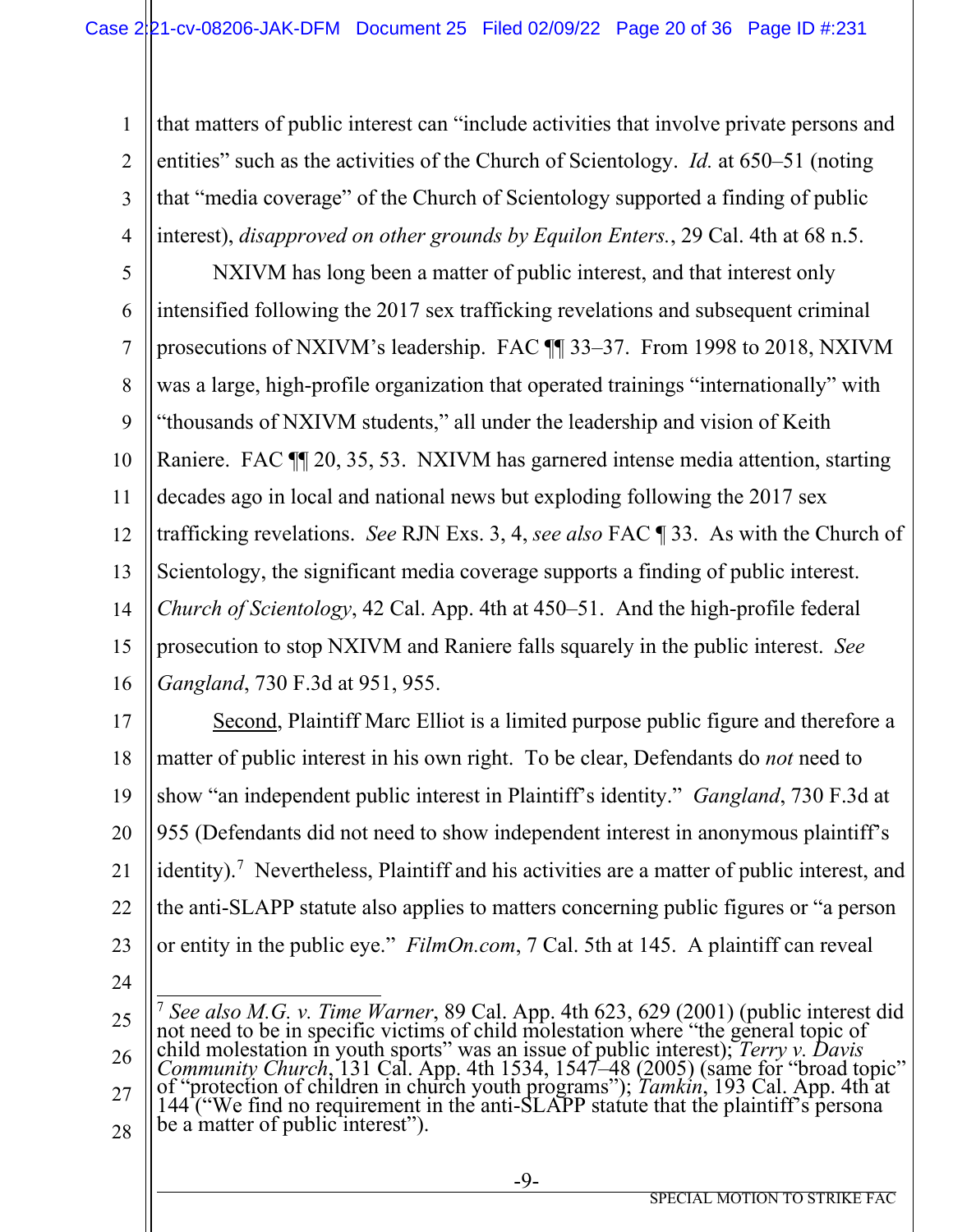that matters of public interest can "include activities that involve private persons and entities" such as the activities of the Church of Scientology. *Id.* at 650–51 (noting that "media coverage" of the Church of Scientology supported a finding of public interest), *disapproved on other grounds by Equilon Enters.*, 29 Cal. 4th at 68 n.5.

NXIVM has long been a matter of public interest, and that interest only intensified following the 2017 sex trafficking revelations and subsequent criminal prosecutions of NXIVM's leadership. FAC ¶¶ 33–37. From 1998 to 2018, NXIVM was a large, high-profile organization that operated trainings "internationally" with "thousands of NXIVM students," all under the leadership and vision of Keith Raniere. FAC ¶¶ 20, 35, 53. NXIVM has garnered intense media attention, starting decades ago in local and national news but exploding following the 2017 sex trafficking revelations. *See* RJN Exs. 3, 4, *see also* FAC ¶ 33. As with the Church of Scientology, the significant media coverage supports a finding of public interest. *Church of Scientology*, 42 Cal. App. 4th at 450–51. And the high-profile federal prosecution to stop NXIVM and Raniere falls squarely in the public interest. *See Gangland*, 730 F.3d at 951, 955.

Second, Plaintiff Marc Elliot is a limited purpose public figure and therefore a matter of public interest in his own right. To be clear, Defendants do *not* need to show "an independent public interest in Plaintiff's identity." *Gangland*, 730 F.3d at 955 (Defendants did not need to show independent interest in anonymous plaintiff's identity).[7] Nevertheless, Plaintiff and his activities are a matter of public interest, and the anti-SLAPP statute also applies to matters concerning public figures or "a person or entity in the public eye." *FilmOn.com*, 7 Cal. 5th at 145. A plaintiff can reveal

[7] *See also M.G. v. Time Warner*, 89 Cal. App. 4th 623, 629 (2001) (public interest did not need to be in specific victims of child molestation where "the general topic of child molestation in youth sports" was an issue of public interest); *Terry v. Davis Community Church*, 131 Cal. App. 4th 1534, 1547–48 (2005) (same for "broad topic" of "protection of children in church youth programs"); *Tamkin*, 193 Cal. App. 4th at 144 ("We find no requirement in the anti-SLAPP statute that the plaintiff's persona be a matter of public interest").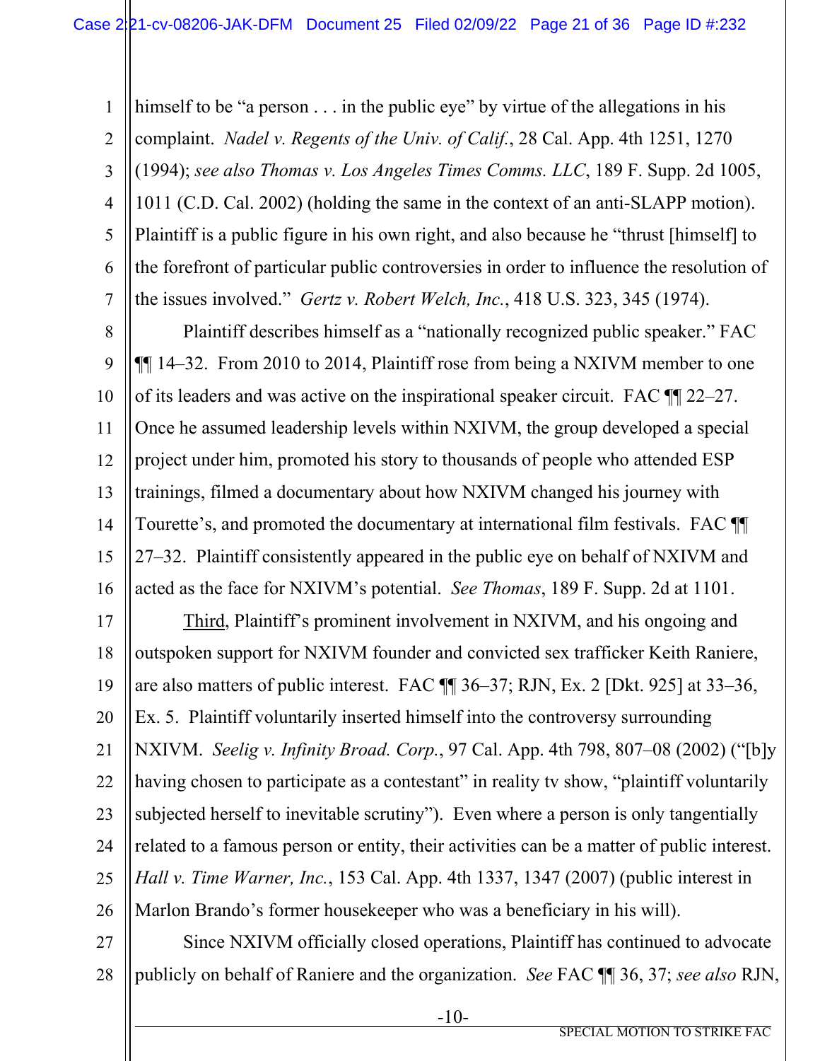himself to be "a person . . . in the public eye" by virtue of the allegations in his complaint. *Nadel v. Regents of the Univ. of Calif.*, 28 Cal. App. 4th 1251, 1270 (1994); *see also Thomas v. Los Angeles Times Comms. LLC*, 189 F. Supp. 2d 1005, 1011 (C.D. Cal. 2002) (holding the same in the context of an anti-SLAPP motion). Plaintiff is a public figure in his own right, and also because he "thrust [himself] to the forefront of particular public controversies in order to influence the resolution of the issues involved." *Gertz v. Robert Welch, Inc.*, 418 U.S. 323, 345 (1974).

Plaintiff describes himself as a "nationally recognized public speaker." FAC ¶¶ 14–32. From 2010 to 2014, Plaintiff rose from being a NXIVM member to one of its leaders and was active on the inspirational speaker circuit. FAC ¶¶ 22–27. Once he assumed leadership levels within NXIVM, the group developed a special project under him, promoted his story to thousands of people who attended ESP trainings, filmed a documentary about how NXIVM changed his journey with Tourette's, and promoted the documentary at international film festivals. FAC ¶¶ 27–32. Plaintiff consistently appeared in the public eye on behalf of NXIVM and acted as the face for NXIVM's potential. *See Thomas*, 189 F. Supp. 2d at 1101.

<u>Third</u>, Plaintiff's prominent involvement in NXIVM, and his ongoing and outspoken support for NXIVM founder and convicted sex trafficker Keith Raniere, are also matters of public interest. FAC ¶¶ 36–37; RJN, Ex. 2 [Dkt. 925] at 33–36, Ex. 5. Plaintiff voluntarily inserted himself into the controversy surrounding NXIVM. *Seelig v. Infinity Broad. Corp.*, 97 Cal. App. 4th 798, 807–08 (2002) ("[b]y having chosen to participate as a contestant" in reality tv show, "plaintiff voluntarily subjected herself to inevitable scrutiny"). Even where a person is only tangentially related to a famous person or entity, their activities can be a matter of public interest. *Hall v. Time Warner, Inc.*, 153 Cal. App. 4th 1337, 1347 (2007) (public interest in Marlon Brando's former housekeeper who was a beneficiary in his will).

Since NXIVM officially closed operations, Plaintiff has continued to advocate publicly on behalf of Raniere and the organization. *See* FAC ¶¶ 36, 37; *see also* RJN,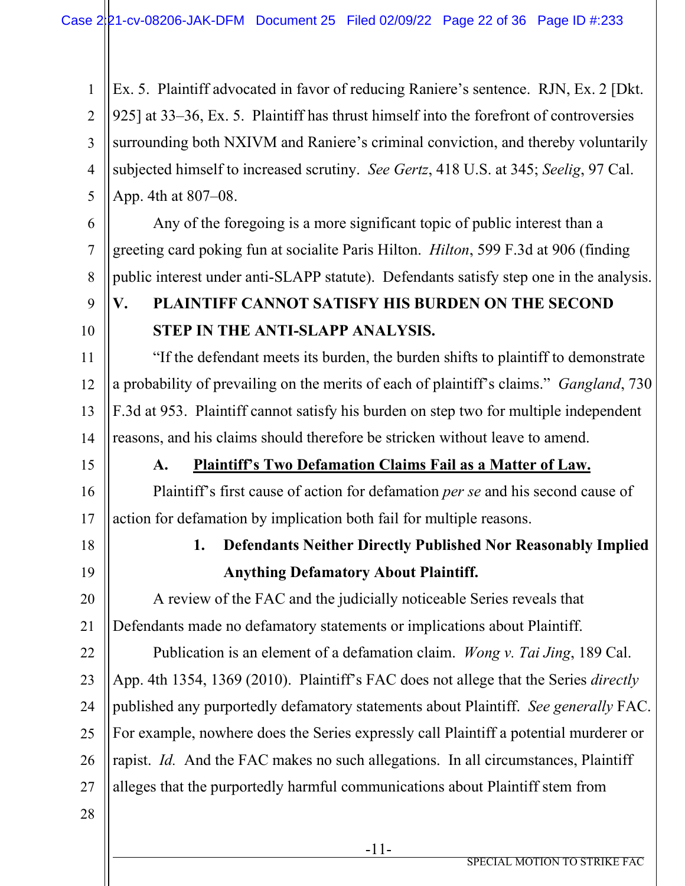Ex. 5. Plaintiff advocated in favor of reducing Raniere's sentence. RJN, Ex. 2 [Dkt. 925] at 33–36, Ex. 5. Plaintiff has thrust himself into the forefront of controversies surrounding both NXIVM and Raniere's criminal conviction, and thereby voluntarily subjected himself to increased scrutiny. *See Gertz*, 418 U.S. at 345; *Seelig*, 97 Cal. App. 4th at 807–08.

Any of the foregoing is a more significant topic of public interest than a greeting card poking fun at socialite Paris Hilton. *Hilton*, 599 F.3d at 906 (finding public interest under anti-SLAPP statute). Defendants satisfy step one in the analysis.

## V. PLAINTIFF CANNOT SATISFY HIS BURDEN ON THE SECOND STEP IN THE ANTI-SLAPP ANALYSIS.

"If the defendant meets its burden, the burden shifts to plaintiff to demonstrate a probability of prevailing on the merits of each of plaintiff's claims." *Gangland*, 730 F.3d at 953. Plaintiff cannot satisfy his burden on step two for multiple independent reasons, and his claims should therefore be stricken without leave to amend.

### A. Plaintiff's Two Defamation Claims Fail as a Matter of Law.

Plaintiff's first cause of action for defamation *per se* and his second cause of action for defamation by implication both fail for multiple reasons.

#### 1. Defendants Neither Directly Published Nor Reasonably Implied Anything Defamatory About Plaintiff.

A review of the FAC and the judicially noticeable Series reveals that Defendants made no defamatory statements or implications about Plaintiff.

Publication is an element of a defamation claim. *Wong v. Tai Jing*, 189 Cal. App. 4th 1354, 1369 (2010). Plaintiff's FAC does not allege that the Series *directly* published any purportedly defamatory statements about Plaintiff. *See generally* FAC. For example, nowhere does the Series expressly call Plaintiff a potential murderer or rapist. *Id.* And the FAC makes no such allegations. In all circumstances, Plaintiff alleges that the purportedly harmful communications about Plaintiff stem from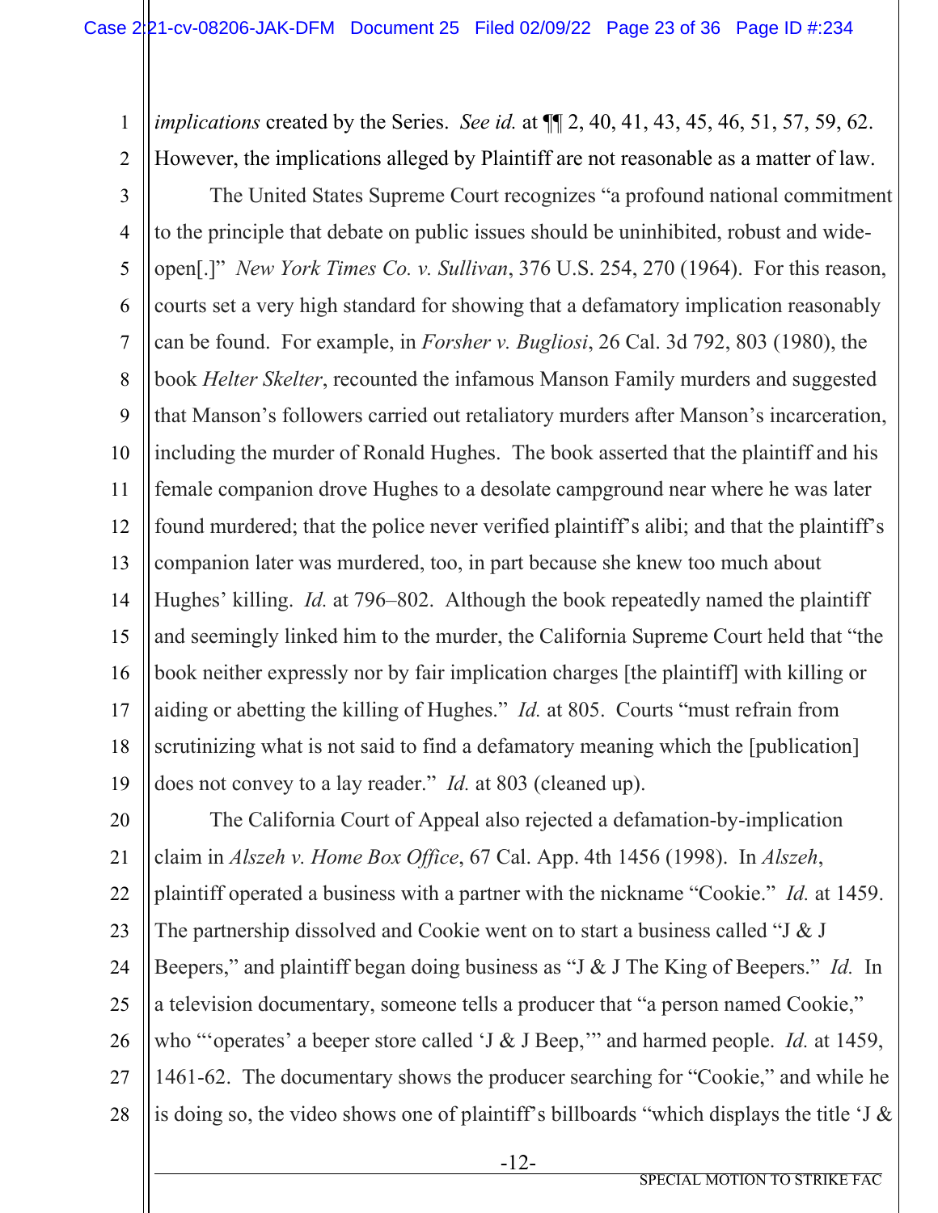*implications* created by the Series. *See id.* at ¶¶ 2, 40, 41, 43, 45, 46, 51, 57, 59, 62. However, the implications alleged by Plaintiff are not reasonable as a matter of law.

The United States Supreme Court recognizes "a profound national commitment to the principle that debate on public issues should be uninhibited, robust and wide-open[.]" *New York Times Co. v. Sullivan*, 376 U.S. 254, 270 (1964). For this reason, courts set a very high standard for showing that a defamatory implication reasonably can be found. For example, in *Forsher v. Bugliosi*, 26 Cal. 3d 792, 803 (1980), the book *Helter Skelter*, recounted the infamous Manson Family murders and suggested that Manson's followers carried out retaliatory murders after Manson's incarceration, including the murder of Ronald Hughes. The book asserted that the plaintiff and his female companion drove Hughes to a desolate campground near where he was later found murdered; that the police never verified plaintiff's alibi; and that the plaintiff's companion later was murdered, too, in part because she knew too much about Hughes' killing. *Id.* at 796–802. Although the book repeatedly named the plaintiff and seemingly linked him to the murder, the California Supreme Court held that "the book neither expressly nor by fair implication charges [the plaintiff] with killing or aiding or abetting the killing of Hughes." *Id.* at 805. Courts "must refrain from scrutinizing what is not said to find a defamatory meaning which the [publication] does not convey to a lay reader." *Id.* at 803 (cleaned up).

The California Court of Appeal also rejected a defamation-by-implication claim in *Alszeh v. Home Box Office*, 67 Cal. App. 4th 1456 (1998). In *Alszeh*, plaintiff operated a business with a partner with the nickname "Cookie." *Id.* at 1459. The partnership dissolved and Cookie went on to start a business called "J & J Beepers," and plaintiff began doing business as "J & J The King of Beepers." *Id.* In a television documentary, someone tells a producer that "a person named Cookie," who "'operates' a beeper store called 'J & J Beep,'" and harmed people. *Id.* at 1459, 1461-62. The documentary shows the producer searching for "Cookie," and while he is doing so, the video shows one of plaintiff's billboards "which displays the title 'J &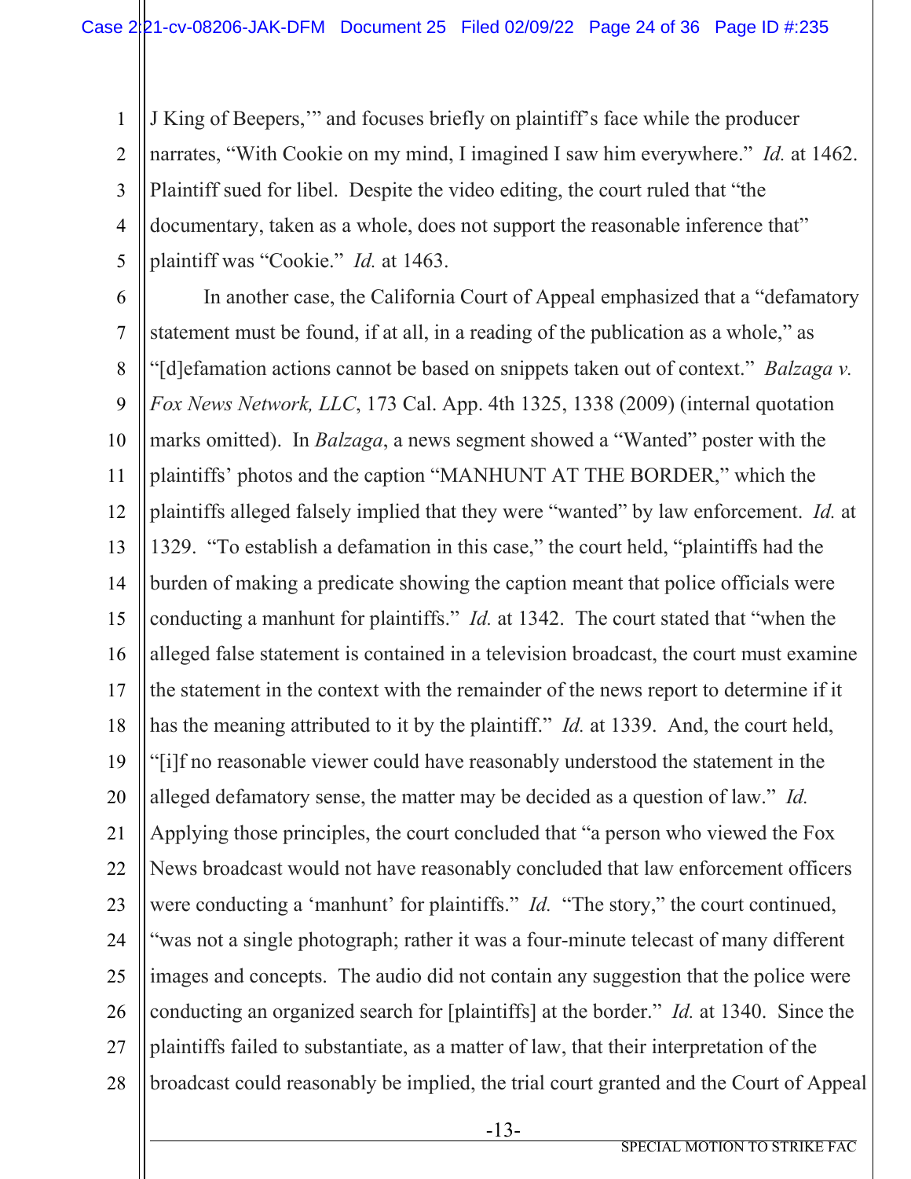J King of Beepers,'" and focuses briefly on plaintiff's face while the producer narrates, "With Cookie on my mind, I imagined I saw him everywhere." *Id.* at 1462. Plaintiff sued for libel. Despite the video editing, the court ruled that "the documentary, taken as a whole, does not support the reasonable inference that" plaintiff was "Cookie." *Id.* at 1463.

In another case, the California Court of Appeal emphasized that a "defamatory statement must be found, if at all, in a reading of the publication as a whole," as "[d]efamation actions cannot be based on snippets taken out of context." *Balzaga v. Fox News Network, LLC*, 173 Cal. App. 4th 1325, 1338 (2009) (internal quotation marks omitted). In *Balzaga*, a news segment showed a "Wanted" poster with the plaintiffs' photos and the caption "MANHUNT AT THE BORDER," which the plaintiffs alleged falsely implied that they were "wanted" by law enforcement. *Id.* at 1329. "To establish a defamation in this case," the court held, "plaintiffs had the burden of making a predicate showing the caption meant that police officials were conducting a manhunt for plaintiffs." *Id.* at 1342. The court stated that "when the alleged false statement is contained in a television broadcast, the court must examine the statement in the context with the remainder of the news report to determine if it has the meaning attributed to it by the plaintiff." *Id.* at 1339. And, the court held, "[i]f no reasonable viewer could have reasonably understood the statement in the alleged defamatory sense, the matter may be decided as a question of law." *Id.* Applying those principles, the court concluded that "a person who viewed the Fox News broadcast would not have reasonably concluded that law enforcement officers were conducting a 'manhunt' for plaintiffs." *Id.* "The story," the court continued, "was not a single photograph; rather it was a four-minute telecast of many different images and concepts. The audio did not contain any suggestion that the police were conducting an organized search for [plaintiffs] at the border." *Id.* at 1340. Since the plaintiffs failed to substantiate, as a matter of law, that their interpretation of the broadcast could reasonably be implied, the trial court granted and the Court of Appeal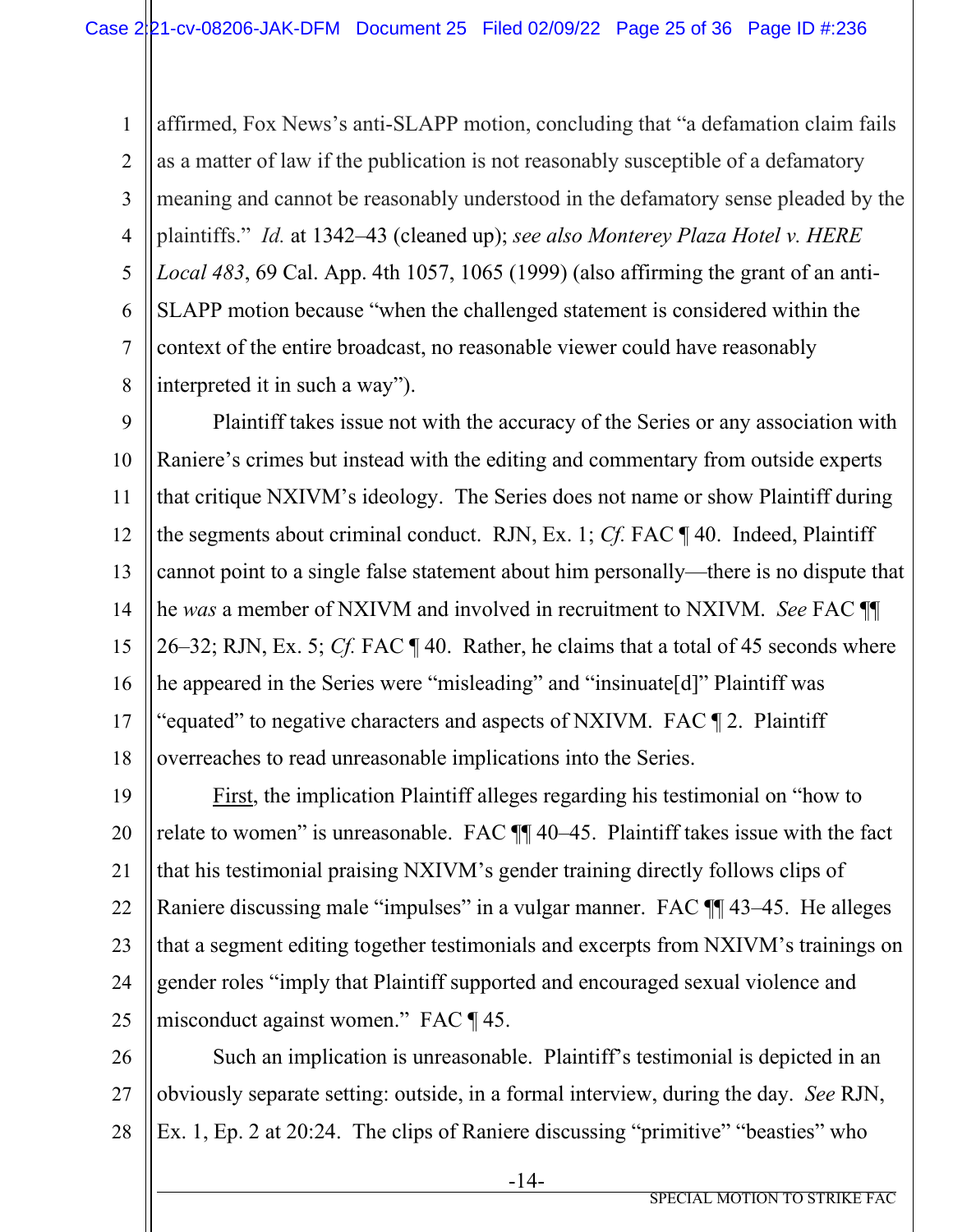affirmed, Fox News's anti-SLAPP motion, concluding that "a defamation claim fails as a matter of law if the publication is not reasonably susceptible of a defamatory meaning and cannot be reasonably understood in the defamatory sense pleaded by the plaintiffs." *Id.* at 1342–43 (cleaned up); *see also Monterey Plaza Hotel v. HERE Local 483*, 69 Cal. App. 4th 1057, 1065 (1999) (also affirming the grant of an anti-SLAPP motion because "when the challenged statement is considered within the context of the entire broadcast, no reasonable viewer could have reasonably interpreted it in such a way").

Plaintiff takes issue not with the accuracy of the Series or any association with Raniere's crimes but instead with the editing and commentary from outside experts that critique NXIVM's ideology. The Series does not name or show Plaintiff during the segments about criminal conduct. RJN, Ex. 1; *Cf.* FAC ¶ 40. Indeed, Plaintiff cannot point to a single false statement about him personally—there is no dispute that he *was* a member of NXIVM and involved in recruitment to NXIVM. *See* FAC ¶¶ 26–32; RJN, Ex. 5; *Cf.* FAC ¶ 40. Rather, he claims that a total of 45 seconds where he appeared in the Series were "misleading" and "insinuate[d]" Plaintiff was "equated" to negative characters and aspects of NXIVM. FAC ¶ 2. Plaintiff overreaches to read unreasonable implications into the Series.

First, the implication Plaintiff alleges regarding his testimonial on "how to relate to women" is unreasonable. FAC ¶¶ 40–45. Plaintiff takes issue with the fact that his testimonial praising NXIVM's gender training directly follows clips of Raniere discussing male "impulses" in a vulgar manner. FAC ¶¶ 43–45. He alleges that a segment editing together testimonials and excerpts from NXIVM's trainings on gender roles "imply that Plaintiff supported and encouraged sexual violence and misconduct against women." FAC ¶ 45.

Such an implication is unreasonable. Plaintiff's testimonial is depicted in an obviously separate setting: outside, in a formal interview, during the day. *See* RJN, Ex. 1, Ep. 2 at 20:24. The clips of Raniere discussing "primitive" "beasties" who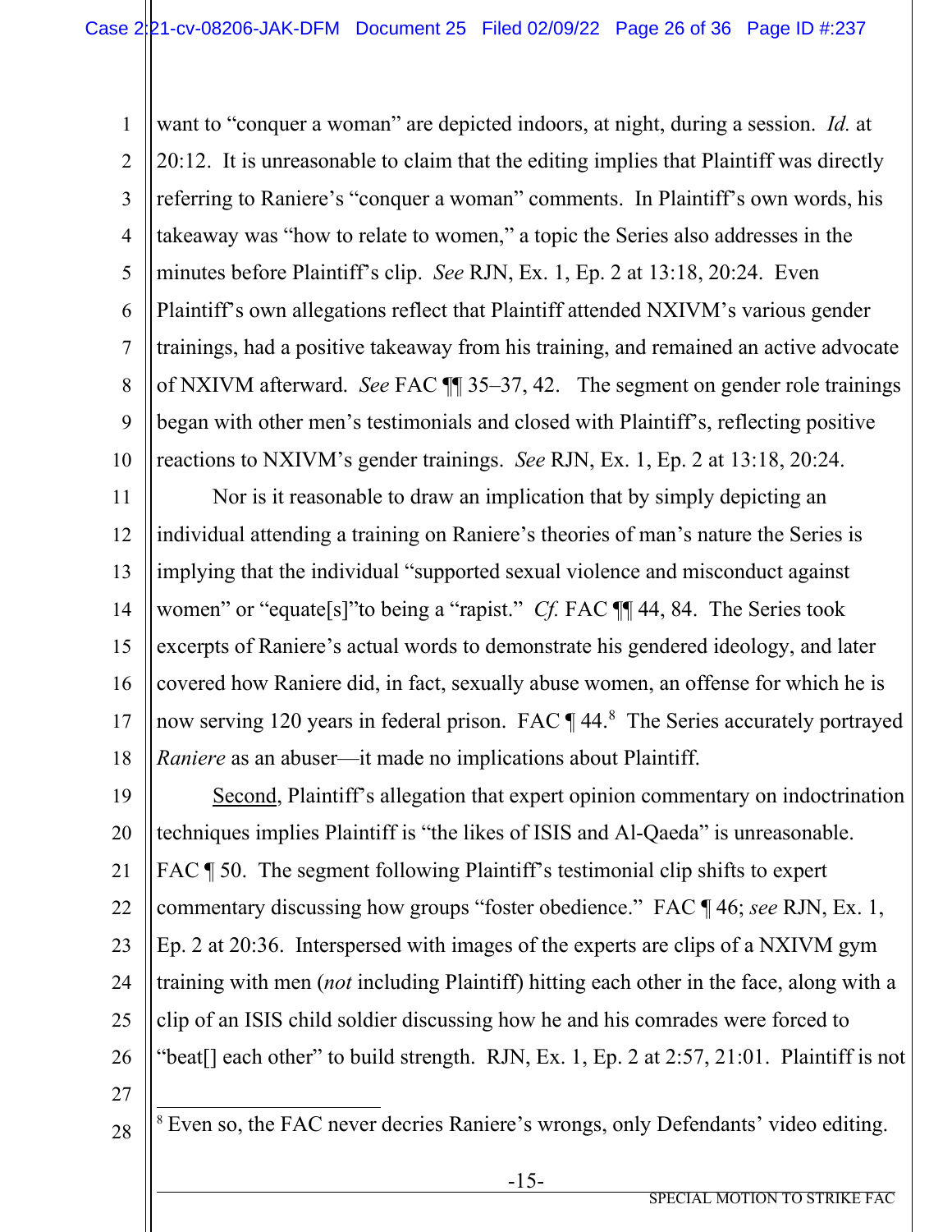want to "conquer a woman" are depicted indoors, at night, during a session. *Id.* at 20:12. It is unreasonable to claim that the editing implies that Plaintiff was directly referring to Raniere's "conquer a woman" comments. In Plaintiff's own words, his takeaway was "how to relate to women," a topic the Series also addresses in the minutes before Plaintiff's clip. *See* RJN, Ex. 1, Ep. 2 at 13:18, 20:24. Even Plaintiff's own allegations reflect that Plaintiff attended NXIVM's various gender trainings, had a positive takeaway from his training, and remained an active advocate of NXIVM afterward. *See* FAC ¶¶ 35–37, 42. The segment on gender role trainings began with other men's testimonials and closed with Plaintiff's, reflecting positive reactions to NXIVM's gender trainings. *See* RJN, Ex. 1, Ep. 2 at 13:18, 20:24.

Nor is it reasonable to draw an implication that by simply depicting an individual attending a training on Raniere's theories of man's nature the Series is implying that the individual "supported sexual violence and misconduct against women" or "equate[s]"to being a "rapist." *Cf.* FAC ¶¶ 44, 84. The Series took excerpts of Raniere's actual words to demonstrate his gendered ideology, and later covered how Raniere did, in fact, sexually abuse women, an offense for which he is now serving 120 years in federal prison. FAC ¶ 44.[8] The Series accurately portrayed *Raniere* as an abuser—it made no implications about Plaintiff.

<u>Second</u>, Plaintiff's allegation that expert opinion commentary on indoctrination techniques implies Plaintiff is "the likes of ISIS and Al-Qaeda" is unreasonable. FAC ¶ 50. The segment following Plaintiff's testimonial clip shifts to expert commentary discussing how groups "foster obedience." FAC ¶ 46; *see* RJN, Ex. 1, Ep. 2 at 20:36. Interspersed with images of the experts are clips of a NXIVM gym training with men (*not* including Plaintiff) hitting each other in the face, along with a clip of an ISIS child soldier discussing how he and his comrades were forced to "beat[] each other" to build strength. RJN, Ex. 1, Ep. 2 at 2:57, 21:01. Plaintiff is not

---

[8] Even so, the FAC never decries Raniere's wrongs, only Defendants' video editing.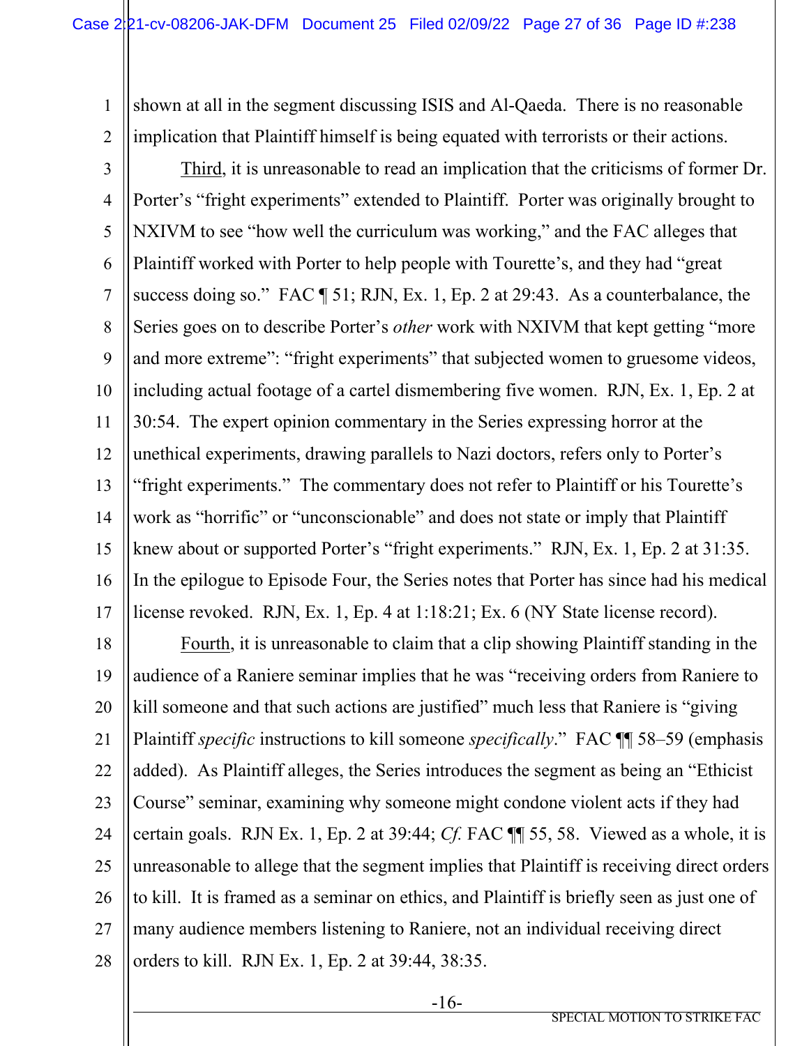shown at all in the segment discussing ISIS and Al-Qaeda. There is no reasonable implication that Plaintiff himself is being equated with terrorists or their actions.

Third, it is unreasonable to read an implication that the criticisms of former Dr. Porter's "fright experiments" extended to Plaintiff. Porter was originally brought to NXIVM to see "how well the curriculum was working," and the FAC alleges that Plaintiff worked with Porter to help people with Tourette's, and they had "great success doing so." FAC ¶ 51; RJN, Ex. 1, Ep. 2 at 29:43. As a counterbalance, the Series goes on to describe Porter's *other* work with NXIVM that kept getting "more and more extreme": "fright experiments" that subjected women to gruesome videos, including actual footage of a cartel dismembering five women. RJN, Ex. 1, Ep. 2 at 30:54. The expert opinion commentary in the Series expressing horror at the unethical experiments, drawing parallels to Nazi doctors, refers only to Porter's "fright experiments." The commentary does not refer to Plaintiff or his Tourette's work as "horrific" or "unconscionable" and does not state or imply that Plaintiff knew about or supported Porter's "fright experiments." RJN, Ex. 1, Ep. 2 at 31:35. In the epilogue to Episode Four, the Series notes that Porter has since had his medical license revoked. RJN, Ex. 1, Ep. 4 at 1:18:21; Ex. 6 (NY State license record).

Fourth, it is unreasonable to claim that a clip showing Plaintiff standing in the audience of a Raniere seminar implies that he was "receiving orders from Raniere to kill someone and that such actions are justified" much less that Raniere is "giving Plaintiff *specific* instructions to kill someone *specifically*." FAC ¶¶ 58–59 (emphasis added). As Plaintiff alleges, the Series introduces the segment as being an "Ethicist Course" seminar, examining why someone might condone violent acts if they had certain goals. RJN Ex. 1, Ep. 2 at 39:44; *Cf.* FAC ¶¶ 55, 58. Viewed as a whole, it is unreasonable to allege that the segment implies that Plaintiff is receiving direct orders to kill. It is framed as a seminar on ethics, and Plaintiff is briefly seen as just one of many audience members listening to Raniere, not an individual receiving direct orders to kill. RJN Ex. 1, Ep. 2 at 39:44, 38:35.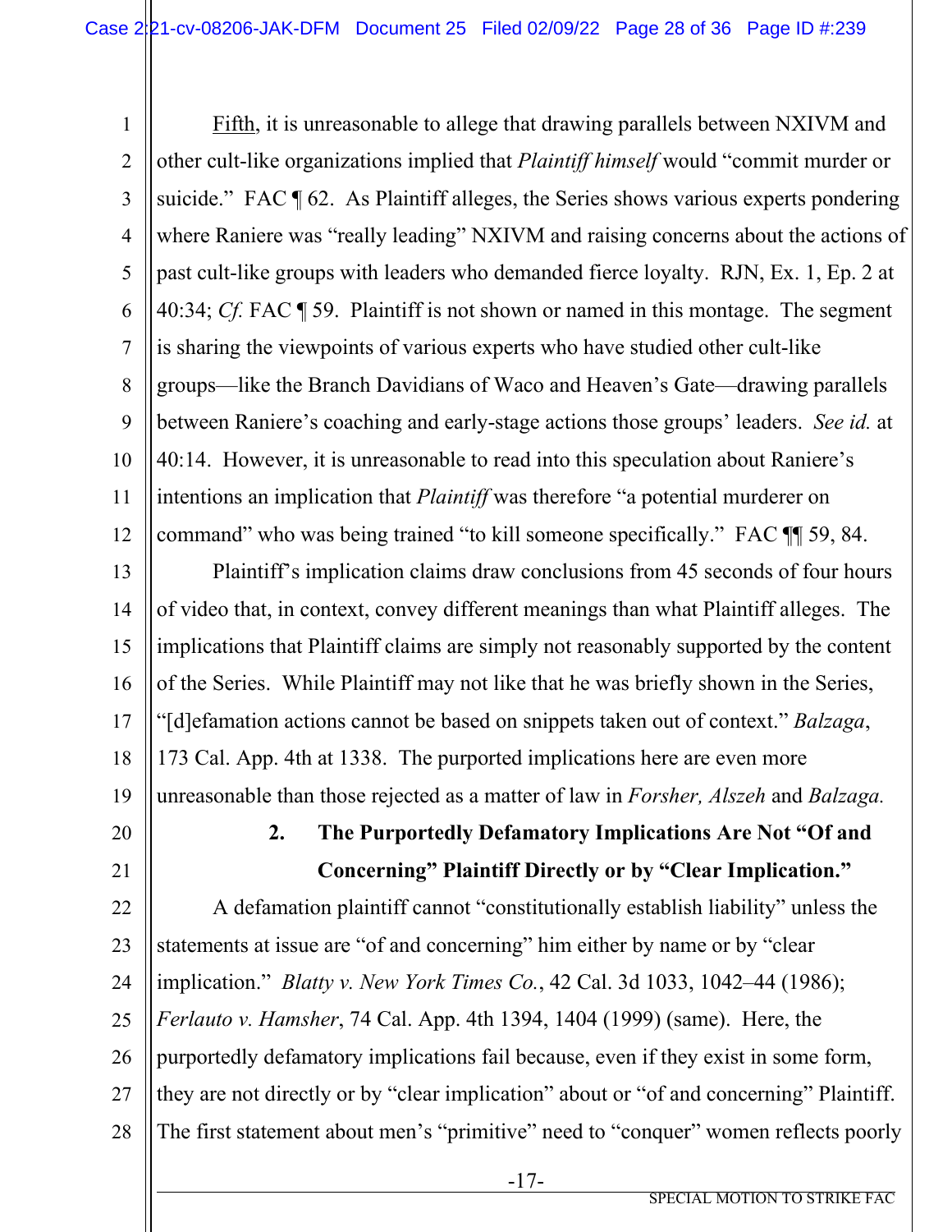Fifth, it is unreasonable to allege that drawing parallels between NXIVM and other cult-like organizations implied that *Plaintiff himself* would "commit murder or suicide." FAC ¶ 62. As Plaintiff alleges, the Series shows various experts pondering where Raniere was "really leading" NXIVM and raising concerns about the actions of past cult-like groups with leaders who demanded fierce loyalty. RJN, Ex. 1, Ep. 2 at 40:34; *Cf.* FAC ¶ 59. Plaintiff is not shown or named in this montage. The segment is sharing the viewpoints of various experts who have studied other cult-like groups—like the Branch Davidians of Waco and Heaven's Gate—drawing parallels between Raniere's coaching and early-stage actions those groups' leaders. *See id.* at 40:14. However, it is unreasonable to read into this speculation about Raniere's intentions an implication that *Plaintiff* was therefore "a potential murderer on command" who was being trained "to kill someone specifically." FAC ¶¶ 59, 84.

Plaintiff's implication claims draw conclusions from 45 seconds of four hours of video that, in context, convey different meanings than what Plaintiff alleges. The implications that Plaintiff claims are simply not reasonably supported by the content of the Series. While Plaintiff may not like that he was briefly shown in the Series, "[d]efamation actions cannot be based on snippets taken out of context." *Balzaga*, 173 Cal. App. 4th at 1338. The purported implications here are even more unreasonable than those rejected as a matter of law in *Forsher, Alszeh* and *Balzaga.*

### 2. The Purportedly Defamatory Implications Are Not "Of and Concerning" Plaintiff Directly or by "Clear Implication."

A defamation plaintiff cannot "constitutionally establish liability" unless the statements at issue are "of and concerning" him either by name or by "clear implication." *Blatty v. New York Times Co.*, 42 Cal. 3d 1033, 1042–44 (1986); *Ferlauto v. Hamsher*, 74 Cal. App. 4th 1394, 1404 (1999) (same). Here, the purportedly defamatory implications fail because, even if they exist in some form, they are not directly or by "clear implication" about or "of and concerning" Plaintiff. The first statement about men's "primitive" need to "conquer" women reflects poorly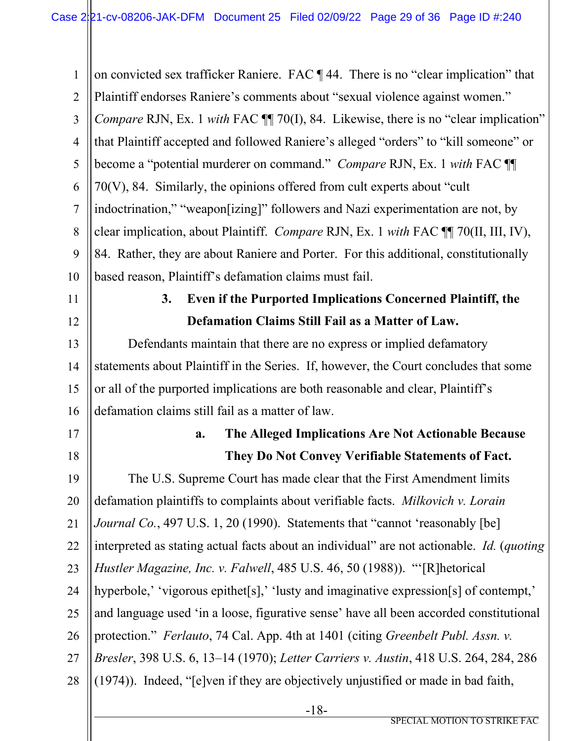on convicted sex trafficker Raniere. FAC ¶ 44. There is no "clear implication" that Plaintiff endorses Raniere's comments about "sexual violence against women." *Compare* RJN, Ex. 1 *with* FAC ¶¶ 70(I), 84. Likewise, there is no "clear implication" that Plaintiff accepted and followed Raniere's alleged "orders" to "kill someone" or become a "potential murderer on command." *Compare* RJN, Ex. 1 *with* FAC ¶¶ 70(V), 84. Similarly, the opinions offered from cult experts about "cult indoctrination," "weapon[izing]" followers and Nazi experimentation are not, by clear implication, about Plaintiff. *Compare* RJN, Ex. 1 *with* FAC ¶¶ 70(II, III, IV), 84. Rather, they are about Raniere and Porter. For this additional, constitutionally based reason, Plaintiff's defamation claims must fail.

**3. Even if the Purported Implications Concerned Plaintiff, the Defamation Claims Still Fail as a Matter of Law.**

Defendants maintain that there are no express or implied defamatory statements about Plaintiff in the Series. If, however, the Court concludes that some or all of the purported implications are both reasonable and clear, Plaintiff's defamation claims still fail as a matter of law.

**a. The Alleged Implications Are Not Actionable Because They Do Not Convey Verifiable Statements of Fact.**

The U.S. Supreme Court has made clear that the First Amendment limits defamation plaintiffs to complaints about verifiable facts. *Milkovich v. Lorain Journal Co.*, 497 U.S. 1, 20 (1990). Statements that "cannot 'reasonably [be] interpreted as stating actual facts about an individual" are not actionable. *Id.* (*quoting Hustler Magazine, Inc. v. Falwell*, 485 U.S. 46, 50 (1988)). "'[R]hetorical hyperbole,' 'vigorous epithet[s],' 'lusty and imaginative expression[s] of contempt,' and language used 'in a loose, figurative sense' have all been accorded constitutional protection." *Ferlauto*, 74 Cal. App. 4th at 1401 (citing *Greenbelt Publ. Assn. v. Bresler*, 398 U.S. 6, 13–14 (1970); *Letter Carriers v. Austin*, 418 U.S. 264, 284, 286 (1974)). Indeed, "[e]ven if they are objectively unjustified or made in bad faith,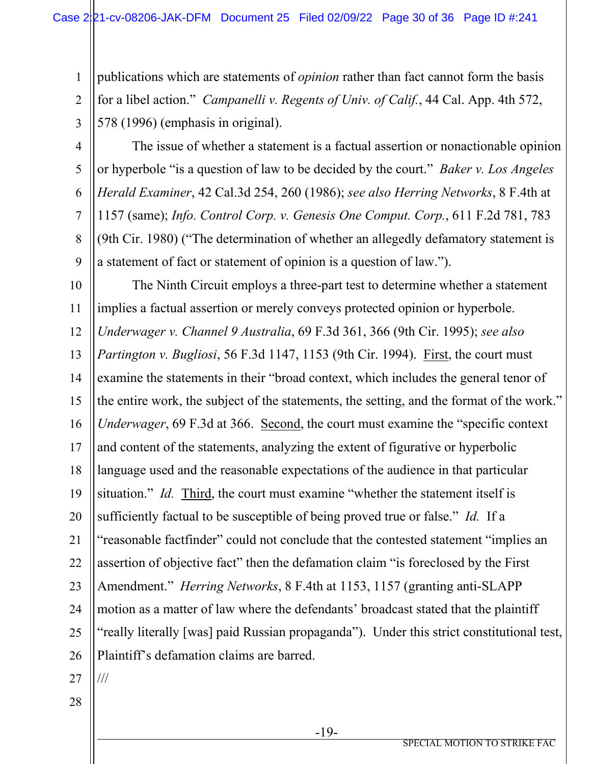publications which are statements of *opinion* rather than fact cannot form the basis for a libel action." *Campanelli v. Regents of Univ. of Calif.*, 44 Cal. App. 4th 572, 578 (1996) (emphasis in original).

The issue of whether a statement is a factual assertion or nonactionable opinion or hyperbole "is a question of law to be decided by the court." *Baker v. Los Angeles Herald Examiner*, 42 Cal.3d 254, 260 (1986); *see also Herring Networks*, 8 F.4th at 1157 (same); *Info. Control Corp. v. Genesis One Comput. Corp.*, 611 F.2d 781, 783 (9th Cir. 1980) ("The determination of whether an allegedly defamatory statement is a statement of fact or statement of opinion is a question of law.").

The Ninth Circuit employs a three-part test to determine whether a statement implies a factual assertion or merely conveys protected opinion or hyperbole. *Underwager v. Channel 9 Australia*, 69 F.3d 361, 366 (9th Cir. 1995); *see also Partington v. Bugliosi*, 56 F.3d 1147, 1153 (9th Cir. 1994). First, the court must examine the statements in their "broad context, which includes the general tenor of the entire work, the subject of the statements, the setting, and the format of the work." *Underwager*, 69 F.3d at 366. Second, the court must examine the "specific context and content of the statements, analyzing the extent of figurative or hyperbolic language used and the reasonable expectations of the audience in that particular situation." *Id.* Third, the court must examine "whether the statement itself is sufficiently factual to be susceptible of being proved true or false." *Id.* If a "reasonable factfinder" could not conclude that the contested statement "implies an assertion of objective fact" then the defamation claim "is foreclosed by the First Amendment." *Herring Networks*, 8 F.4th at 1153, 1157 (granting anti-SLAPP motion as a matter of law where the defendants' broadcast stated that the plaintiff "really literally [was] paid Russian propaganda"). Under this strict constitutional test, Plaintiff's defamation claims are barred.

///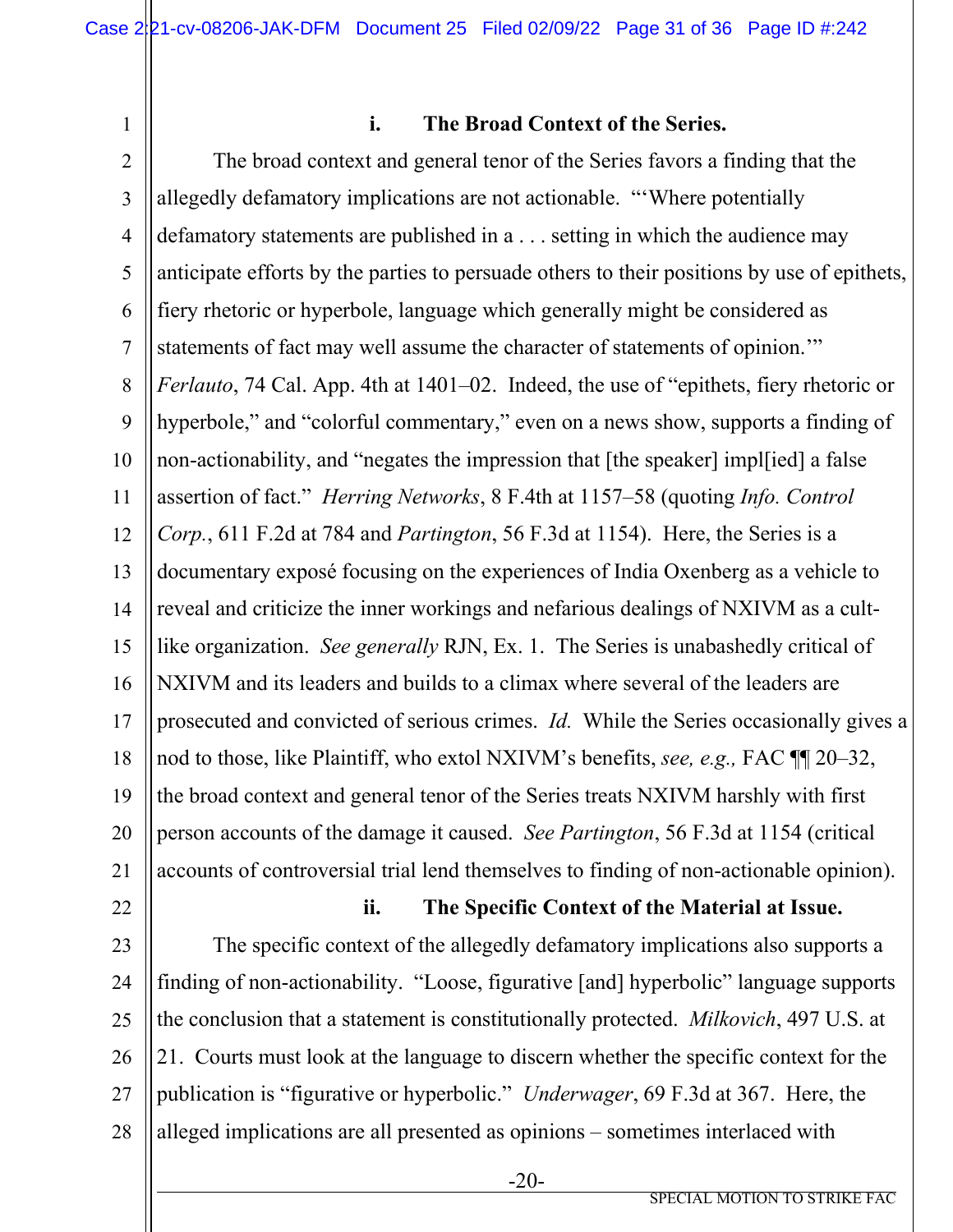#### i. The Broad Context of the Series.

The broad context and general tenor of the Series favors a finding that the allegedly defamatory implications are not actionable. "'Where potentially defamatory statements are published in a . . . setting in which the audience may anticipate efforts by the parties to persuade others to their positions by use of epithets, fiery rhetoric or hyperbole, language which generally might be considered as statements of fact may well assume the character of statements of opinion.'" *Ferlauto*, 74 Cal. App. 4th at 1401–02. Indeed, the use of "epithets, fiery rhetoric or hyperbole," and "colorful commentary," even on a news show, supports a finding of non-actionability, and "negates the impression that [the speaker] impl[ied] a false assertion of fact." *Herring Networks*, 8 F.4th at 1157–58 (quoting *Info. Control Corp.*, 611 F.2d at 784 and *Partington*, 56 F.3d at 1154). Here, the Series is a documentary exposé focusing on the experiences of India Oxenberg as a vehicle to reveal and criticize the inner workings and nefarious dealings of NXIVM as a cult-like organization. *See generally* RJN, Ex. 1. The Series is unabashedly critical of NXIVM and its leaders and builds to a climax where several of the leaders are prosecuted and convicted of serious crimes. *Id.* While the Series occasionally gives a nod to those, like Plaintiff, who extol NXIVM's benefits, *see, e.g.,* FAC ¶¶ 20–32, the broad context and general tenor of the Series treats NXIVM harshly with first person accounts of the damage it caused. *See Partington*, 56 F.3d at 1154 (critical accounts of controversial trial lend themselves to finding of non-actionable opinion).

#### ii. The Specific Context of the Material at Issue.

The specific context of the allegedly defamatory implications also supports a finding of non-actionability. "Loose, figurative [and] hyperbolic" language supports the conclusion that a statement is constitutionally protected. *Milkovich*, 497 U.S. at 21. Courts must look at the language to discern whether the specific context for the publication is "figurative or hyperbolic." *Underwager*, 69 F.3d at 367. Here, the alleged implications are all presented as opinions – sometimes interlaced with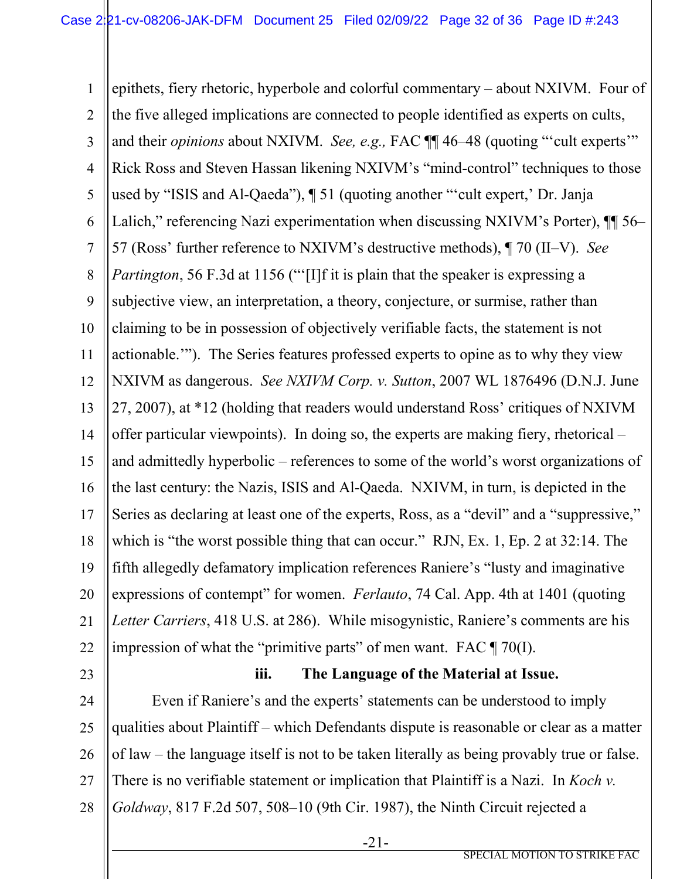epithets, fiery rhetoric, hyperbole and colorful commentary – about NXIVM. Four of the five alleged implications are connected to people identified as experts on cults, and their *opinions* about NXIVM. *See, e.g.,* FAC ¶¶ 46–48 (quoting "'cult experts'" Rick Ross and Steven Hassan likening NXIVM's "mind-control" techniques to those used by "ISIS and Al-Qaeda"), ¶ 51 (quoting another "'cult expert,' Dr. Janja Lalich," referencing Nazi experimentation when discussing NXIVM's Porter), ¶¶ 56–57 (Ross' further reference to NXIVM's destructive methods), ¶ 70 (II–V). *See Partington*, 56 F.3d at 1156 ("'[I]f it is plain that the speaker is expressing a subjective view, an interpretation, a theory, conjecture, or surmise, rather than claiming to be in possession of objectively verifiable facts, the statement is not actionable.'"). The Series features professed experts to opine as to why they view NXIVM as dangerous. *See NXIVM Corp. v. Sutton*, 2007 WL 1876496 (D.N.J. June 27, 2007), at *12 (holding that readers would understand Ross' critiques of NXIVM offer particular viewpoints). In doing so, the experts are making fiery, rhetorical – and admittedly hyperbolic – references to some of the world's worst organizations of the last century: the Nazis, ISIS and Al-Qaeda. NXIVM, in turn, is depicted in the Series as declaring at least one of the experts, Ross, as a "devil" and a "suppressive," which is "the worst possible thing that can occur." RJN, Ex. 1, Ep. 2 at 32:14. The fifth allegedly defamatory implication references Raniere's "lusty and imaginative expressions of contempt" for women. *Ferlauto*, 74 Cal. App. 4th at 1401 (quoting *Letter Carriers*, 418 U.S. at 286). While misogynistic, Raniere's comments are his impression of what the "primitive parts" of men want. FAC ¶ 70(I).

### iii. The Language of the Material at Issue.

Even if Raniere's and the experts' statements can be understood to imply qualities about Plaintiff – which Defendants dispute is reasonable or clear as a matter of law – the language itself is not to be taken literally as being provably true or false. There is no verifiable statement or implication that Plaintiff is a Nazi. In *Koch v. Goldway*, 817 F.2d 507, 508–10 (9th Cir. 1987), the Ninth Circuit rejected a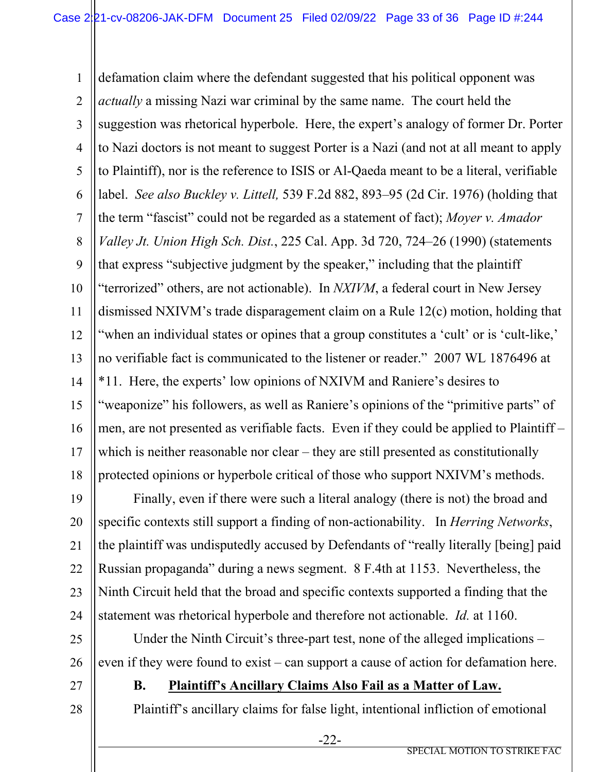defamation claim where the defendant suggested that his political opponent was *actually* a missing Nazi war criminal by the same name. The court held the suggestion was rhetorical hyperbole. Here, the expert's analogy of former Dr. Porter to Nazi doctors is not meant to suggest Porter is a Nazi (and not at all meant to apply to Plaintiff), nor is the reference to ISIS or Al-Qaeda meant to be a literal, verifiable label. *See also Buckley v. Littell,* 539 F.2d 882, 893–95 (2d Cir. 1976) (holding that the term "fascist" could not be regarded as a statement of fact); *Moyer v. Amador Valley Jt. Union High Sch. Dist.*, 225 Cal. App. 3d 720, 724–26 (1990) (statements that express "subjective judgment by the speaker," including that the plaintiff "terrorized" others, are not actionable). In *NXIVM*, a federal court in New Jersey dismissed NXIVM's trade disparagement claim on a Rule 12(c) motion, holding that "when an individual states or opines that a group constitutes a 'cult' or is 'cult-like,' no verifiable fact is communicated to the listener or reader." 2007 WL 1876496 at *11. Here, the experts' low opinions of NXIVM and Raniere's desires to "weaponize" his followers, as well as Raniere's opinions of the "primitive parts" of men, are not presented as verifiable facts. Even if they could be applied to Plaintiff – which is neither reasonable nor clear – they are still presented as constitutionally protected opinions or hyperbole critical of those who support NXIVM's methods.

Finally, even if there were such a literal analogy (there is not) the broad and specific contexts still support a finding of non-actionability. In *Herring Networks*, the plaintiff was undisputedly accused by Defendants of "really literally [being] paid Russian propaganda" during a news segment. 8 F.4th at 1153. Nevertheless, the Ninth Circuit held that the broad and specific contexts supported a finding that the statement was rhetorical hyperbole and therefore not actionable. *Id.* at 1160.

Under the Ninth Circuit's three-part test, none of the alleged implications – even if they were found to exist – can support a cause of action for defamation here.

### B. Plaintiff's Ancillary Claims Also Fail as a Matter of Law.

Plaintiff's ancillary claims for false light, intentional infliction of emotional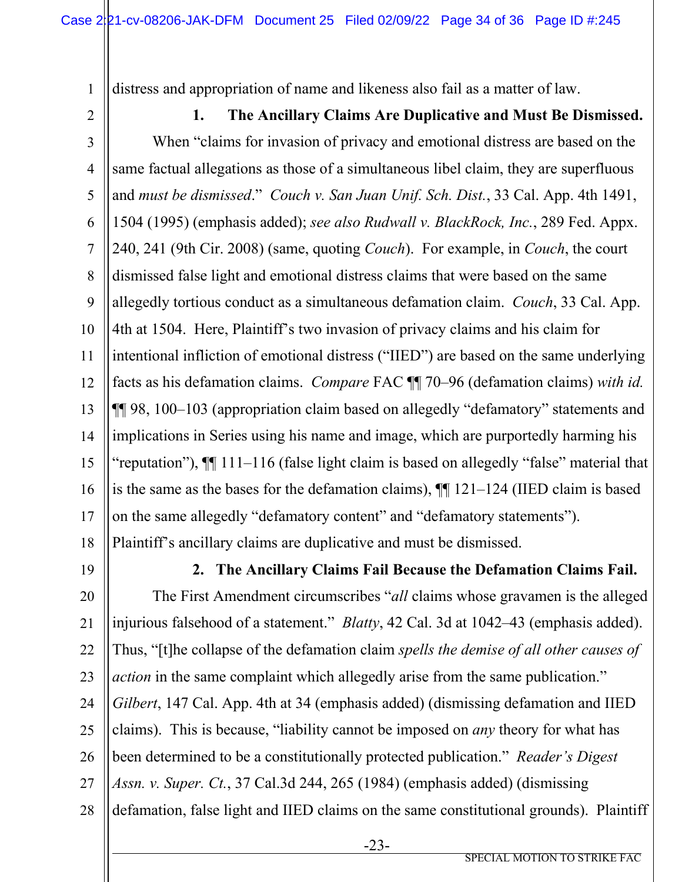distress and appropriation of name and likeness also fail as a matter of law.

**1. The Ancillary Claims Are Duplicative and Must Be Dismissed.**

When "claims for invasion of privacy and emotional distress are based on the same factual allegations as those of a simultaneous libel claim, they are superfluous and *must be dismissed*." *Couch v. San Juan Unif. Sch. Dist.*, 33 Cal. App. 4th 1491, 1504 (1995) (emphasis added); *see also Rudwall v. BlackRock, Inc.*, 289 Fed. Appx. 240, 241 (9th Cir. 2008) (same, quoting *Couch*). For example, in *Couch*, the court dismissed false light and emotional distress claims that were based on the same allegedly tortious conduct as a simultaneous defamation claim. *Couch*, 33 Cal. App. 4th at 1504. Here, Plaintiff's two invasion of privacy claims and his claim for intentional infliction of emotional distress ("IIED") are based on the same underlying facts as his defamation claims. *Compare* FAC ¶¶ 70–96 (defamation claims) *with id.* ¶¶ 98, 100–103 (appropriation claim based on allegedly "defamatory" statements and implications in Series using his name and image, which are purportedly harming his "reputation"), ¶¶ 111–116 (false light claim is based on allegedly "false" material that is the same as the bases for the defamation claims), ¶¶ 121–124 (IIED claim is based on the same allegedly "defamatory content" and "defamatory statements"). Plaintiff's ancillary claims are duplicative and must be dismissed.

**2. The Ancillary Claims Fail Because the Defamation Claims Fail.**

The First Amendment circumscribes "*all* claims whose gravamen is the alleged injurious falsehood of a statement." *Blatty*, 42 Cal. 3d at 1042–43 (emphasis added). Thus, "[t]he collapse of the defamation claim *spells the demise of all other causes of action* in the same complaint which allegedly arise from the same publication." *Gilbert*, 147 Cal. App. 4th at 34 (emphasis added) (dismissing defamation and IIED claims). This is because, "liability cannot be imposed on *any* theory for what has been determined to be a constitutionally protected publication." *Reader's Digest Assn. v. Super. Ct.*, 37 Cal.3d 244, 265 (1984) (emphasis added) (dismissing defamation, false light and IIED claims on the same constitutional grounds). Plaintiff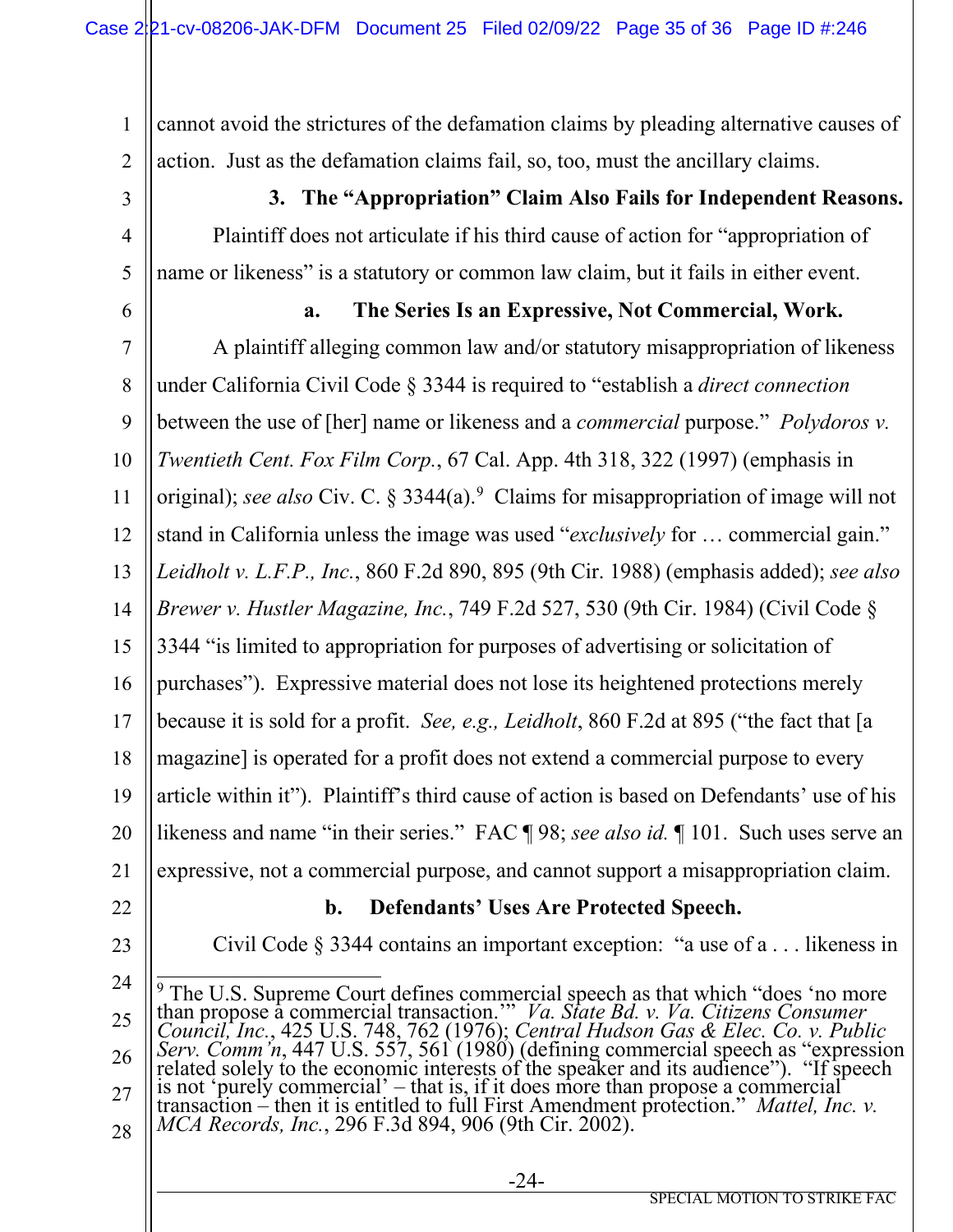cannot avoid the strictures of the defamation claims by pleading alternative causes of action. Just as the defamation claims fail, so, too, must the ancillary claims.

**3. The "Appropriation" Claim Also Fails for Independent Reasons.**

Plaintiff does not articulate if his third cause of action for "appropriation of name or likeness" is a statutory or common law claim, but it fails in either event.

**a. The Series Is an Expressive, Not Commercial, Work.**

A plaintiff alleging common law and/or statutory misappropriation of likeness under California Civil Code § 3344 is required to "establish a *direct connection* between the use of [her] name or likeness and a *commercial* purpose." *Polydoros v. Twentieth Cent. Fox Film Corp.*, 67 Cal. App. 4th 318, 322 (1997) (emphasis in original); *see also* Civ. C. § 3344(a).[9] Claims for misappropriation of image will not stand in California unless the image was used "*exclusively* for … commercial gain." *Leidholt v. L.F.P., Inc.*, 860 F.2d 890, 895 (9th Cir. 1988) (emphasis added); *see also Brewer v. Hustler Magazine, Inc.*, 749 F.2d 527, 530 (9th Cir. 1984) (Civil Code § 3344 "is limited to appropriation for purposes of advertising or solicitation of purchases"). Expressive material does not lose its heightened protections merely because it is sold for a profit. *See, e.g., Leidholt*, 860 F.2d at 895 ("the fact that [a magazine] is operated for a profit does not extend a commercial purpose to every article within it"). Plaintiff's third cause of action is based on Defendants' use of his likeness and name "in their series." FAC ¶ 98; *see also id.* ¶ 101. Such uses serve an expressive, not a commercial purpose, and cannot support a misappropriation claim.

**b. Defendants' Uses Are Protected Speech.**

Civil Code § 3344 contains an important exception: "a use of a . . . likeness in

---

[9] The U.S. Supreme Court defines commercial speech as that which "does 'no more than propose a commercial transaction.'" *Va. State Bd. v. Va. Citizens Consumer Council, Inc.*, 425 U.S. 748, 762 (1976); *Central Hudson Gas & Elec. Co. v. Public Serv. Comm'n*, 447 U.S. 557, 561 (1980) (defining commercial speech as "expression related solely to the economic interests of the speaker and its audience"). "If speech is not 'purely commercial' – that is, if it does more than propose a commercial transaction – then it is entitled to full First Amendment protection." *Mattel, Inc. v. MCA Records, Inc.*, 296 F.3d 894, 906 (9th Cir. 2002).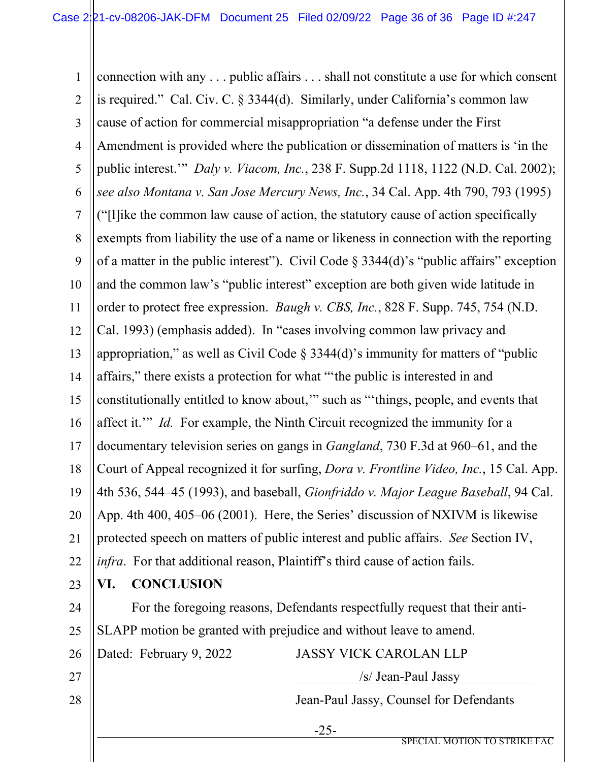connection with any . . . public affairs . . . shall not constitute a use for which consent is required." Cal. Civ. C. § 3344(d). Similarly, under California's common law cause of action for commercial misappropriation "a defense under the First Amendment is provided where the publication or dissemination of matters is 'in the public interest.'" *Daly v. Viacom, Inc.*, 238 F. Supp.2d 1118, 1122 (N.D. Cal. 2002); *see also Montana v. San Jose Mercury News, Inc.*, 34 Cal. App. 4th 790, 793 (1995) ("[l]ike the common law cause of action, the statutory cause of action specifically exempts from liability the use of a name or likeness in connection with the reporting of a matter in the public interest"). Civil Code § 3344(d)'s "public affairs" exception and the common law's "public interest" exception are both given wide latitude in order to protect free expression. *Baugh v. CBS, Inc.*, 828 F. Supp. 745, 754 (N.D. Cal. 1993) (emphasis added). In "cases involving common law privacy and appropriation," as well as Civil Code § 3344(d)'s immunity for matters of "public affairs," there exists a protection for what "'the public is interested in and constitutionally entitled to know about,'" such as "'things, people, and events that affect it.'" *Id.* For example, the Ninth Circuit recognized the immunity for a documentary television series on gangs in *Gangland*, 730 F.3d at 960–61, and the Court of Appeal recognized it for surfing, *Dora v. Frontline Video, Inc.*, 15 Cal. App. 4th 536, 544–45 (1993), and baseball, *Gionfriddo v. Major League Baseball*, 94 Cal. App. 4th 400, 405–06 (2001). Here, the Series' discussion of NXIVM is likewise protected speech on matters of public interest and public affairs. *See* Section IV, *infra*. For that additional reason, Plaintiff's third cause of action fails.

## VI. CONCLUSION

For the foregoing reasons, Defendants respectfully request that their anti-SLAPP motion be granted with prejudice and without leave to amend.

Dated: February 9, 2022

JASSY VICK CAROLAN LLP

/s/ Jean-Paul Jassy

Jean-Paul Jassy, Counsel for Defendants